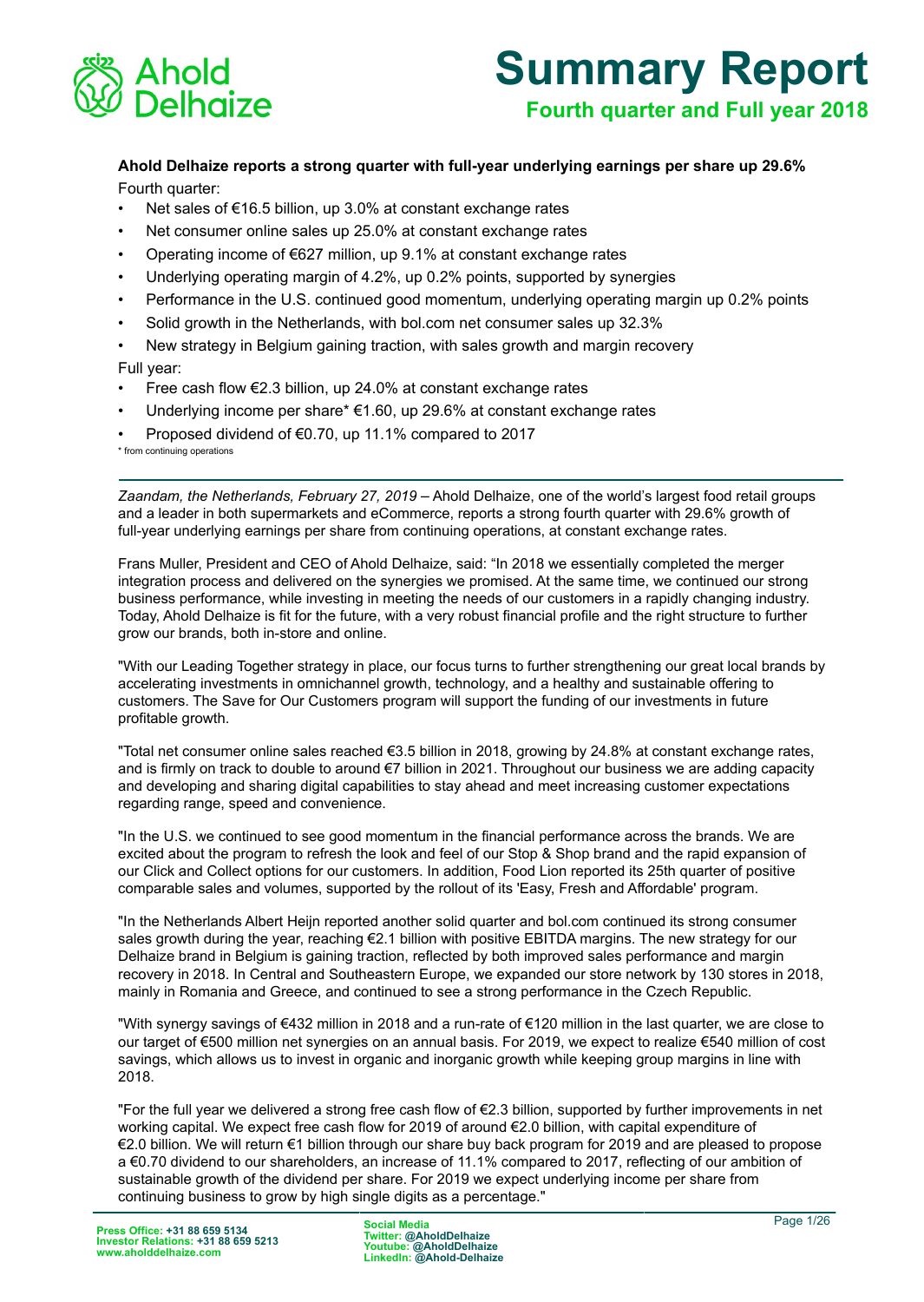# Summary Report

## Fourth quarter and Full year 2018

**Ahold Delhaize reports a strong quarter with full-year underlying earnings per share up 29.6%**

Fourth quarter:

- Net sales of €16.5 billion, up 3.0% at constant exchange rates
- Net consumer online sales up 25.0% at constant exchange rates
- Operating income of €627 million, up 9.1% at constant exchange rates
- Underlying operating margin of 4.2%, up 0.2% points, supported by synergies
- Performance in the U.S. continued good momentum, underlying operating margin up 0.2% points
- Solid growth in the Netherlands, with bol.com net consumer sales up 32.3%
- New strategy in Belgium gaining traction, with sales growth and margin recovery

Full year:

- Free cash flow €2.3 billion, up 24.0% at constant exchange rates
- Underlying income per share* €1.60, up 29.6% at constant exchange rates
- Proposed dividend of €0.70, up 11.1% compared to 2017

\* from continuing operations

---

*Zaandam, the Netherlands, February 27, 2019* – Ahold Delhaize, one of the world's largest food retail groups and a leader in both supermarkets and eCommerce, reports a strong fourth quarter with 29.6% growth of full-year underlying earnings per share from continuing operations, at constant exchange rates.

Frans Muller, President and CEO of Ahold Delhaize, said: "In 2018 we essentially completed the merger integration process and delivered on the synergies we promised. At the same time, we continued our strong business performance, while investing in meeting the needs of our customers in a rapidly changing industry. Today, Ahold Delhaize is fit for the future, with a very robust financial profile and the right structure to further grow our brands, both in-store and online.

"With our Leading Together strategy in place, our focus turns to further strengthening our great local brands by accelerating investments in omnichannel growth, technology, and a healthy and sustainable offering to customers. The Save for Our Customers program will support the funding of our investments in future profitable growth.

"Total net consumer online sales reached €3.5 billion in 2018, growing by 24.8% at constant exchange rates, and is firmly on track to double to around €7 billion in 2021. Throughout our business we are adding capacity and developing and sharing digital capabilities to stay ahead and meet increasing customer expectations regarding range, speed and convenience.

"In the U.S. we continued to see good momentum in the financial performance across the brands. We are excited about the program to refresh the look and feel of our Stop & Shop brand and the rapid expansion of our Click and Collect options for our customers. In addition, Food Lion reported its 25th quarter of positive comparable sales and volumes, supported by the rollout of its 'Easy, Fresh and Affordable' program.

"In the Netherlands Albert Heijn reported another solid quarter and bol.com continued its strong consumer sales growth during the year, reaching €2.1 billion with positive EBITDA margins. The new strategy for our Delhaize brand in Belgium is gaining traction, reflected by both improved sales performance and margin recovery in 2018. In Central and Southeastern Europe, we expanded our store network by 130 stores in 2018, mainly in Romania and Greece, and continued to see a strong performance in the Czech Republic.

"With synergy savings of €432 million in 2018 and a run-rate of €120 million in the last quarter, we are close to our target of €500 million net synergies on an annual basis. For 2019, we expect to realize €540 million of cost savings, which allows us to invest in organic and inorganic growth while keeping group margins in line with 2018.

"For the full year we delivered a strong free cash flow of €2.3 billion, supported by further improvements in net working capital. We expect free cash flow for 2019 of around €2.0 billion, with capital expenditure of €2.0 billion. We will return €1 billion through our share buy back program for 2019 and are pleased to propose a €0.70 dividend to our shareholders, an increase of 11.1% compared to 2017, reflecting of our ambition of sustainable growth of the dividend per share. For 2019 we expect underlying income per share from continuing business to grow by high single digits as a percentage."

**Press Office: +31 88 659 5134**
**Investor Relations: +31 88 659 5213**
**www.aholddelhaize.com**

**Social Media**
**Twitter: @AholdDelhaize**
**Youtube: @AholdDelhaize**
**LinkedIn: @Ahold-Delhaize**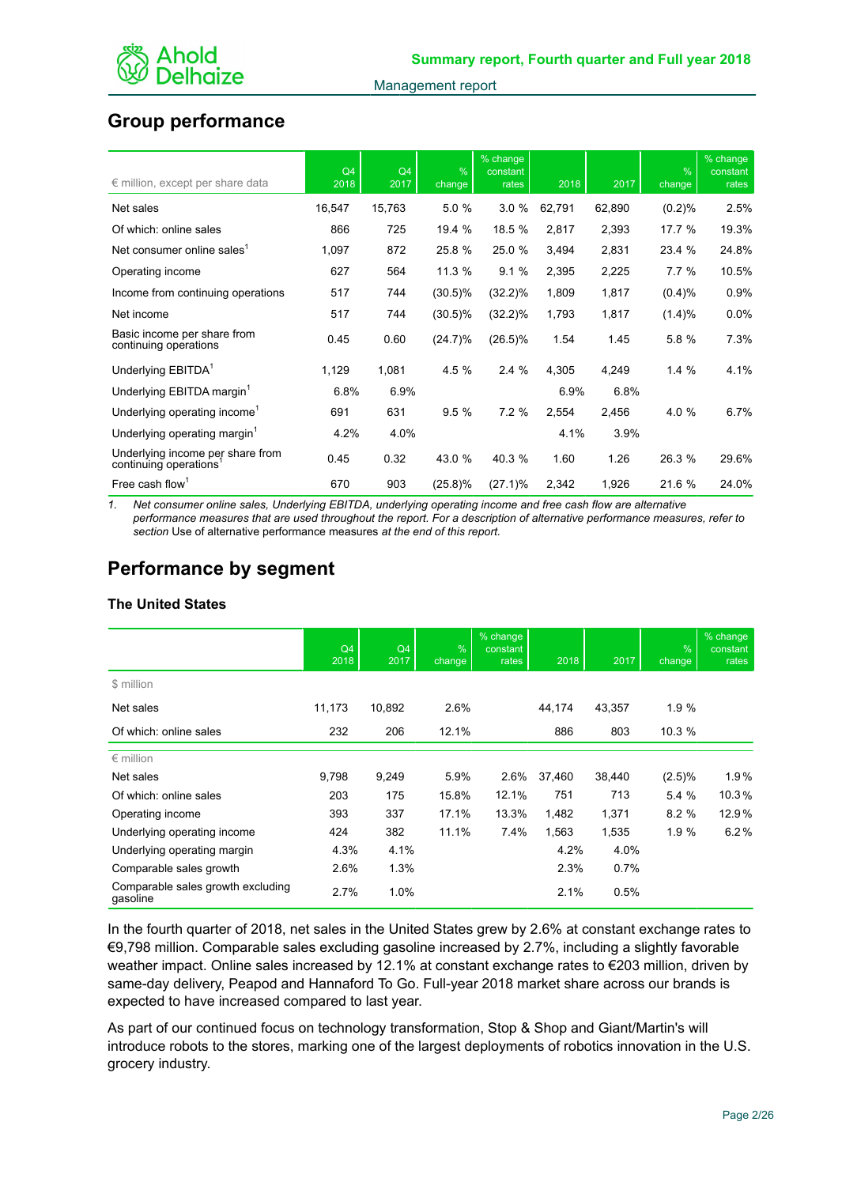## Group performance

| € million, except per share data | Q4 2018 | Q4 2017 | % change | % change constant rates | 2018 | 2017 | % change | % change constant rates |
|---|---|---|---|---|---|---|---|---|
| Net sales | 16,547 | 15,763 | 5.0 % | 3.0 % | 62,791 | 62,890 | (0.2)% | 2.5% |
| Of which: online sales | 866 | 725 | 19.4 % | 18.5 % | 2,817 | 2,393 | 17.7 % | 19.3% |
| Net consumer online sales[1] | 1,097 | 872 | 25.8 % | 25.0 % | 3,494 | 2,831 | 23.4 % | 24.8% |
| Operating income | 627 | 564 | 11.3 % | 9.1 % | 2,395 | 2,225 | 7.7 % | 10.5% |
| Income from continuing operations | 517 | 744 | (30.5)% | (32.2)% | 1,809 | 1,817 | (0.4)% | 0.9% |
| Net income | 517 | 744 | (30.5)% | (32.2)% | 1,793 | 1,817 | (1.4)% | 0.0% |
| Basic income per share from continuing operations | 0.45 | 0.60 | (24.7)% | (26.5)% | 1.54 | 1.45 | 5.8 % | 7.3% |
| Underlying EBITDA[1] | 1,129 | 1,081 | 4.5 % | 2.4 % | 4,305 | 4,249 | 1.4 % | 4.1% |
| Underlying EBITDA margin[1] | 6.8% | 6.9% | | | 6.9% | 6.8% | | |
| Underlying operating income[1] | 691 | 631 | 9.5 % | 7.2 % | 2,554 | 2,456 | 4.0 % | 6.7% |
| Underlying operating margin[1] | 4.2% | 4.0% | | | 4.1% | 3.9% | | |
| Underlying income per share from continuing operations[1] | 0.45 | 0.32 | 43.0 % | 40.3 % | 1.60 | 1.26 | 26.3 % | 29.6% |
| Free cash flow[1] | 670 | 903 | (25.8)% | (27.1)% | 2,342 | 1,926 | 21.6 % | 24.0% |

1. *Net consumer online sales, Underlying EBITDA, underlying operating income and free cash flow are alternative performance measures that are used throughout the report. For a description of alternative performance measures, refer to section* Use of alternative performance measures *at the end of this report.*

## Performance by segment

### The United States

| | Q4 2018 | Q4 2017 | % change | % change constant rates | 2018 | 2017 | % change | % change constant rates |
|---|---|---|---|---|---|---|---|---|
| $ million | | | | | | | | |
| Net sales | 11,173 | 10,892 | 2.6% | | 44,174 | 43,357 | 1.9 % | |
| Of which: online sales | 232 | 206 | 12.1% | | 886 | 803 | 10.3 % | |
| € million | | | | | | | | |
| Net sales | 9,798 | 9,249 | 5.9% | 2.6% | 37,460 | 38,440 | (2.5)% | 1.9 % |
| Of which: online sales | 203 | 175 | 15.8% | 12.1% | 751 | 713 | 5.4 % | 10.3 % |
| Operating income | 393 | 337 | 17.1% | 13.3% | 1,482 | 1,371 | 8.2 % | 12.9 % |
| Underlying operating income | 424 | 382 | 11.1% | 7.4% | 1,563 | 1,535 | 1.9 % | 6.2 % |
| Underlying operating margin | 4.3% | 4.1% | | | 4.2% | 4.0% | | |
| Comparable sales growth | 2.6% | 1.3% | | | 2.3% | 0.7% | | |
| Comparable sales growth excluding gasoline | 2.7% | 1.0% | | | 2.1% | 0.5% | | |

In the fourth quarter of 2018, net sales in the United States grew by 2.6% at constant exchange rates to €9,798 million. Comparable sales excluding gasoline increased by 2.7%, including a slightly favorable weather impact. Online sales increased by 12.1% at constant exchange rates to €203 million, driven by same-day delivery, Peapod and Hannaford To Go. Full-year 2018 market share across our brands is expected to have increased compared to last year.

As part of our continued focus on technology transformation, Stop & Shop and Giant/Martin's will introduce robots to the stores, marking one of the largest deployments of robotics innovation in the U.S. grocery industry.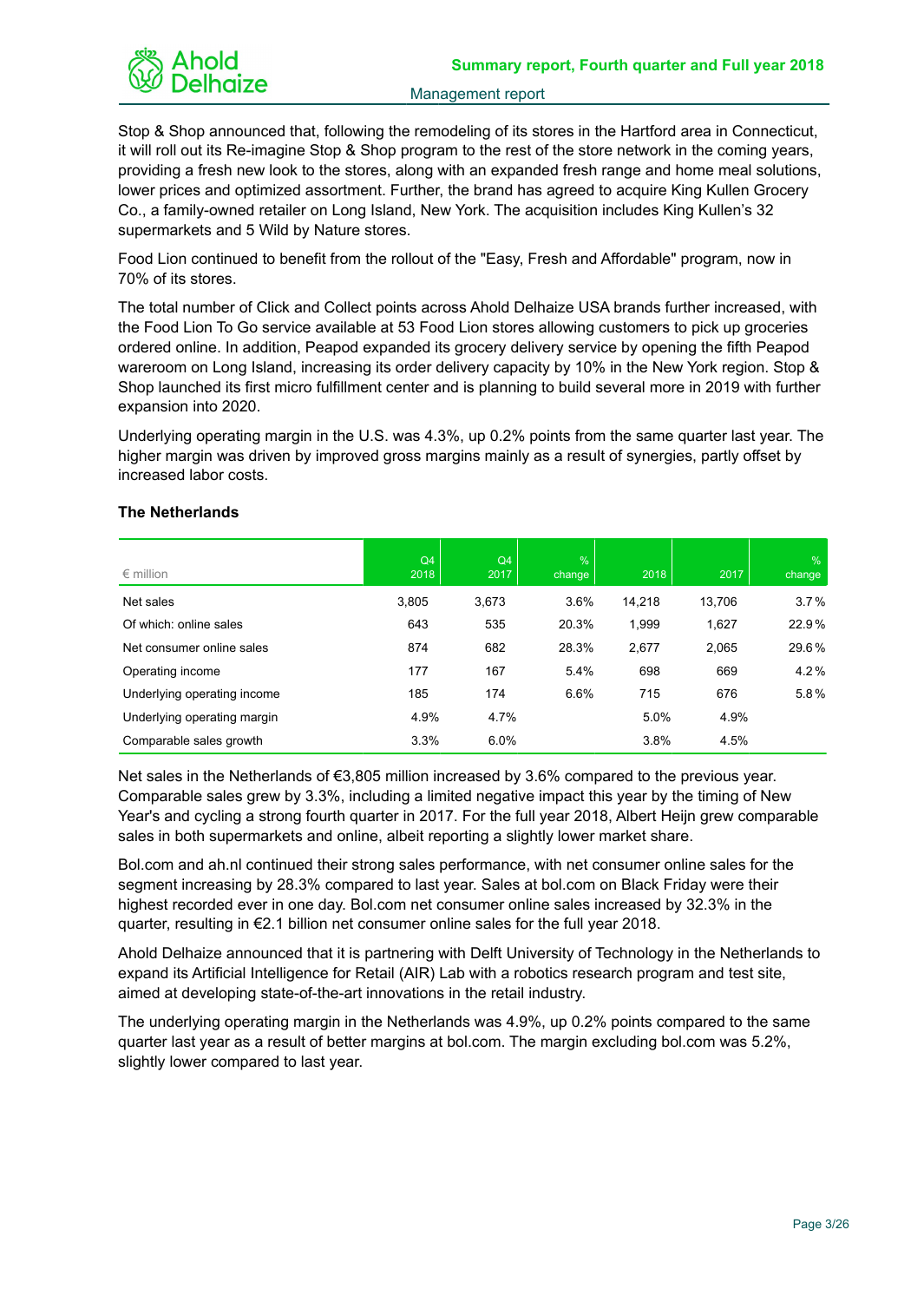Stop & Shop announced that, following the remodeling of its stores in the Hartford area in Connecticut, it will roll out its Re-imagine Stop & Shop program to the rest of the store network in the coming years, providing a fresh new look to the stores, along with an expanded fresh range and home meal solutions, lower prices and optimized assortment. Further, the brand has agreed to acquire King Kullen Grocery Co., a family-owned retailer on Long Island, New York. The acquisition includes King Kullen's 32 supermarkets and 5 Wild by Nature stores.

Food Lion continued to benefit from the rollout of the "Easy, Fresh and Affordable" program, now in 70% of its stores.

The total number of Click and Collect points across Ahold Delhaize USA brands further increased, with the Food Lion To Go service available at 53 Food Lion stores allowing customers to pick up groceries ordered online. In addition, Peapod expanded its grocery delivery service by opening the fifth Peapod wareroom on Long Island, increasing its order delivery capacity by 10% in the New York region. Stop & Shop launched its first micro fulfillment center and is planning to build several more in 2019 with further expansion into 2020.

Underlying operating margin in the U.S. was 4.3%, up 0.2% points from the same quarter last year. The higher margin was driven by improved gross margins mainly as a result of synergies, partly offset by increased labor costs.

### The Netherlands

| € million | Q4 2018 | Q4 2017 | % change | 2018 | 2017 | % change |
|---|---|---|---|---|---|---|
| Net sales | 3,805 | 3,673 | 3.6% | 14,218 | 13,706 | 3.7% |
| Of which: online sales | 643 | 535 | 20.3% | 1,999 | 1,627 | 22.9% |
| Net consumer online sales | 874 | 682 | 28.3% | 2,677 | 2,065 | 29.6% |
| Operating income | 177 | 167 | 5.4% | 698 | 669 | 4.2% |
| Underlying operating income | 185 | 174 | 6.6% | 715 | 676 | 5.8% |
| Underlying operating margin | 4.9% | 4.7% | | 5.0% | 4.9% | |
| Comparable sales growth | 3.3% | 6.0% | | 3.8% | 4.5% | |

Net sales in the Netherlands of €3,805 million increased by 3.6% compared to the previous year. Comparable sales grew by 3.3%, including a limited negative impact this year by the timing of New Year's and cycling a strong fourth quarter in 2017. For the full year 2018, Albert Heijn grew comparable sales in both supermarkets and online, albeit reporting a slightly lower market share.

Bol.com and ah.nl continued their strong sales performance, with net consumer online sales for the segment increasing by 28.3% compared to last year. Sales at bol.com on Black Friday were their highest recorded ever in one day. Bol.com net consumer online sales increased by 32.3% in the quarter, resulting in €2.1 billion net consumer online sales for the full year 2018.

Ahold Delhaize announced that it is partnering with Delft University of Technology in the Netherlands to expand its Artificial Intelligence for Retail (AIR) Lab with a robotics research program and test site, aimed at developing state-of-the-art innovations in the retail industry.

The underlying operating margin in the Netherlands was 4.9%, up 0.2% points compared to the same quarter last year as a result of better margins at bol.com. The margin excluding bol.com was 5.2%, slightly lower compared to last year.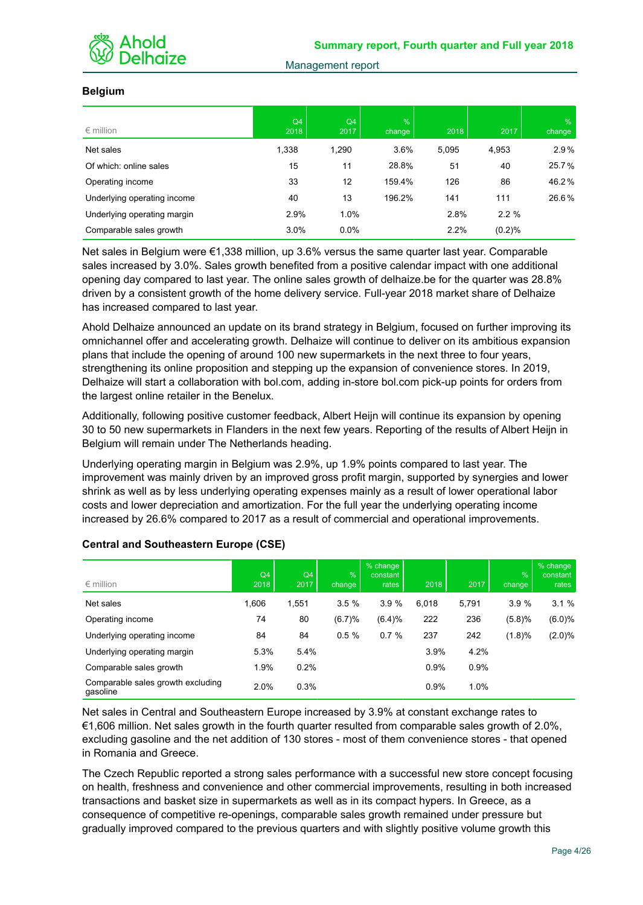### Belgium

| € million | Q4 2018 | Q4 2017 | % change | 2018 | 2017 | % change |
|---|---|---|---|---|---|---|
| Net sales | 1,338 | 1,290 | 3.6% | 5,095 | 4,953 | 2.9% |
| Of which: online sales | 15 | 11 | 28.8% | 51 | 40 | 25.7% |
| Operating income | 33 | 12 | 159.4% | 126 | 86 | 46.2% |
| Underlying operating income | 40 | 13 | 196.2% | 141 | 111 | 26.6% |
| Underlying operating margin | 2.9% | 1.0% | | 2.8% | 2.2 % | |
| Comparable sales growth | 3.0% | 0.0% | | 2.2% | (0.2)% | |

Net sales in Belgium were €1,338 million, up 3.6% versus the same quarter last year. Comparable sales increased by 3.0%. Sales growth benefited from a positive calendar impact with one additional opening day compared to last year. The online sales growth of delhaize.be for the quarter was 28.8% driven by a consistent growth of the home delivery service. Full-year 2018 market share of Delhaize has increased compared to last year.

Ahold Delhaize announced an update on its brand strategy in Belgium, focused on further improving its omnichannel offer and accelerating growth. Delhaize will continue to deliver on its ambitious expansion plans that include the opening of around 100 new supermarkets in the next three to four years, strengthening its online proposition and stepping up the expansion of convenience stores. In 2019, Delhaize will start a collaboration with bol.com, adding in-store bol.com pick-up points for orders from the largest online retailer in the Benelux.

Additionally, following positive customer feedback, Albert Heijn will continue its expansion by opening 30 to 50 new supermarkets in Flanders in the next few years. Reporting of the results of Albert Heijn in Belgium will remain under The Netherlands heading.

Underlying operating margin in Belgium was 2.9%, up 1.9% points compared to last year. The improvement was mainly driven by an improved gross profit margin, supported by synergies and lower shrink as well as by less underlying operating expenses mainly as a result of lower operational labor costs and lower depreciation and amortization. For the full year the underlying operating income increased by 26.6% compared to 2017 as a result of commercial and operational improvements.

### Central and Southeastern Europe (CSE)

| € million | Q4 2018 | Q4 2017 | % change | % change constant rates | 2018 | 2017 | % change | % change constant rates |
|---|---|---|---|---|---|---|---|---|
| Net sales | 1,606 | 1,551 | 3.5 % | 3.9 % | 6,018 | 5,791 | 3.9 % | 3.1 % |
| Operating income | 74 | 80 | (6.7)% | (6.4)% | 222 | 236 | (5.8)% | (6.0)% |
| Underlying operating income | 84 | 84 | 0.5 % | 0.7 % | 237 | 242 | (1.8)% | (2.0)% |
| Underlying operating margin | 5.3% | 5.4% | | | 3.9% | 4.2% | | |
| Comparable sales growth | 1.9% | 0.2% | | | 0.9% | 0.9% | | |
| Comparable sales growth excluding gasoline | 2.0% | 0.3% | | | 0.9% | 1.0% | | |

Net sales in Central and Southeastern Europe increased by 3.9% at constant exchange rates to €1,606 million. Net sales growth in the fourth quarter resulted from comparable sales growth of 2.0%, excluding gasoline and the net addition of 130 stores - most of them convenience stores - that opened in Romania and Greece.

The Czech Republic reported a strong sales performance with a successful new store concept focusing on health, freshness and convenience and other commercial improvements, resulting in both increased transactions and basket size in supermarkets as well as in its compact hypers. In Greece, as a consequence of competitive re-openings, comparable sales growth remained under pressure but gradually improved compared to the previous quarters and with slightly positive volume growth this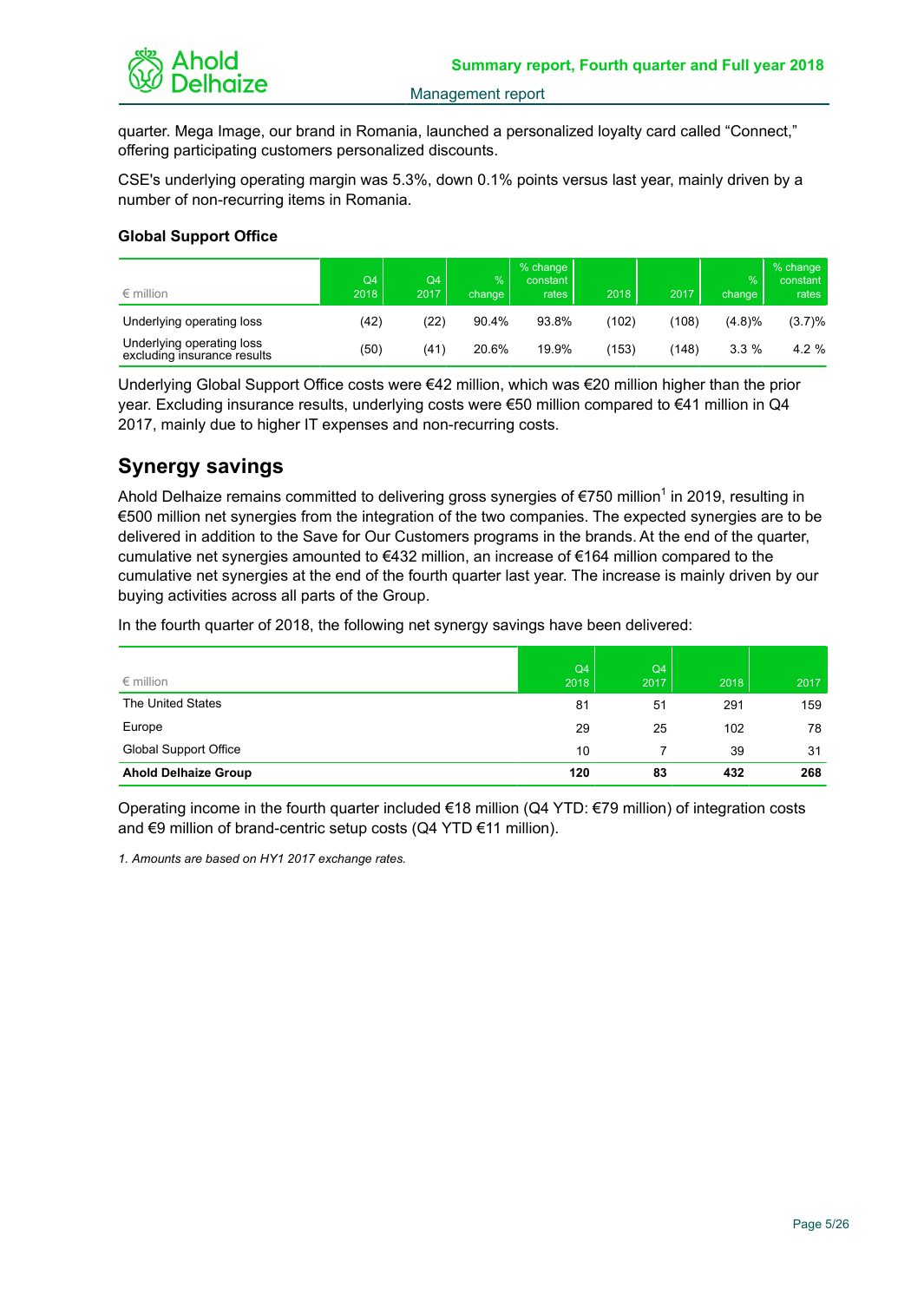quarter. Mega Image, our brand in Romania, launched a personalized loyalty card called "Connect," offering participating customers personalized discounts.

CSE's underlying operating margin was 5.3%, down 0.1% points versus last year, mainly driven by a number of non-recurring items in Romania.

### Global Support Office

| € million | Q4 2018 | Q4 2017 | % change | % change constant rates | 2018 | 2017 | % change | % change constant rates |
|---|---|---|---|---|---|---|---|---|
| Underlying operating loss | (42) | (22) | 90.4% | 93.8% | (102) | (108) | (4.8)% | (3.7)% |
| Underlying operating loss excluding insurance results | (50) | (41) | 20.6% | 19.9% | (153) | (148) | 3.3 % | 4.2 % |

Underlying Global Support Office costs were €42 million, which was €20 million higher than the prior year. Excluding insurance results, underlying costs were €50 million compared to €41 million in Q4 2017, mainly due to higher IT expenses and non-recurring costs.

## Synergy savings

Ahold Delhaize remains committed to delivering gross synergies of €750 million[1] in 2019, resulting in €500 million net synergies from the integration of the two companies. The expected synergies are to be delivered in addition to the Save for Our Customers programs in the brands. At the end of the quarter, cumulative net synergies amounted to €432 million, an increase of €164 million compared to the cumulative net synergies at the end of the fourth quarter last year. The increase is mainly driven by our buying activities across all parts of the Group.

In the fourth quarter of 2018, the following net synergy savings have been delivered:

| € million | Q4 2018 | Q4 2017 | 2018 | 2017 |
|---|---|---|---|---|
| The United States | 81 | 51 | 291 | 159 |
| Europe | 29 | 25 | 102 | 78 |
| Global Support Office | 10 | 7 | 39 | 31 |
| **Ahold Delhaize Group** | **120** | **83** | **432** | **268** |

Operating income in the fourth quarter included €18 million (Q4 YTD: €79 million) of integration costs and €9 million of brand-centric setup costs (Q4 YTD €11 million).

*1. Amounts are based on HY1 2017 exchange rates.*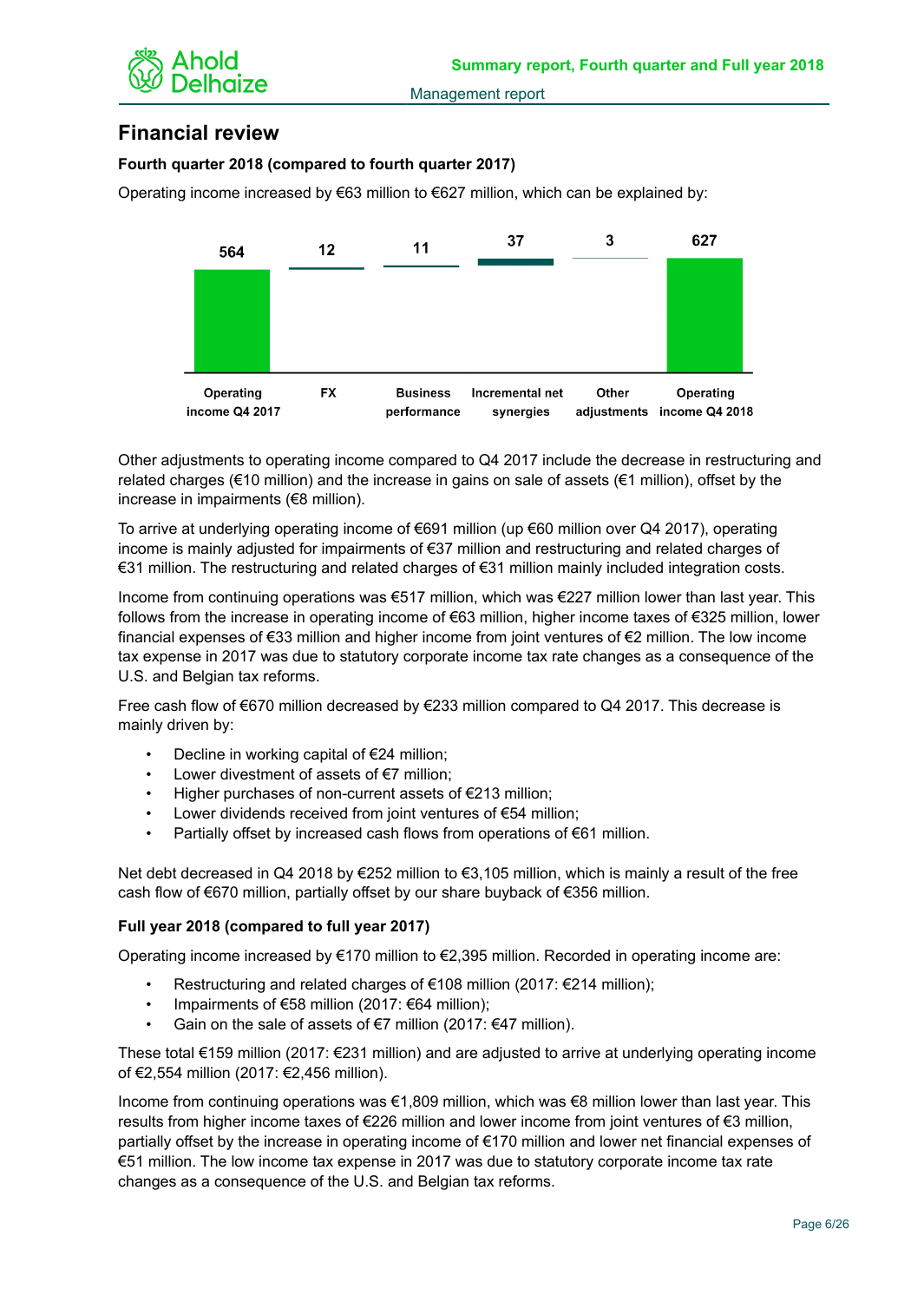# Financial review

### Fourth quarter 2018 (compared to fourth quarter 2017)

Operating income increased by €63 million to €627 million, which can be explained by:

| Operating income Q4 2017 | FX | Business performance | Incremental net synergies | Other adjustments | Operating income Q4 2018 |
|---|---|---|---|---|---|
| 564 | 12 | 11 | 37 | 3 | 627 |

Other adjustments to operating income compared to Q4 2017 include the decrease in restructuring and related charges (€10 million) and the increase in gains on sale of assets (€1 million), offset by the increase in impairments (€8 million).

To arrive at underlying operating income of €691 million (up €60 million over Q4 2017), operating income is mainly adjusted for impairments of €37 million and restructuring and related charges of €31 million. The restructuring and related charges of €31 million mainly included integration costs.

Income from continuing operations was €517 million, which was €227 million lower than last year. This follows from the increase in operating income of €63 million, higher income taxes of €325 million, lower financial expenses of €33 million and higher income from joint ventures of €2 million. The low income tax expense in 2017 was due to statutory corporate income tax rate changes as a consequence of the U.S. and Belgian tax reforms.

Free cash flow of €670 million decreased by €233 million compared to Q4 2017. This decrease is mainly driven by:

- Decline in working capital of €24 million;
- Lower divestment of assets of €7 million;
- Higher purchases of non-current assets of €213 million;
- Lower dividends received from joint ventures of €54 million;
- Partially offset by increased cash flows from operations of €61 million.

Net debt decreased in Q4 2018 by €252 million to €3,105 million, which is mainly a result of the free cash flow of €670 million, partially offset by our share buyback of €356 million.

### Full year 2018 (compared to full year 2017)

Operating income increased by €170 million to €2,395 million. Recorded in operating income are:

- Restructuring and related charges of €108 million (2017: €214 million);
- Impairments of €58 million (2017: €64 million);
- Gain on the sale of assets of €7 million (2017: €47 million).

These total €159 million (2017: €231 million) and are adjusted to arrive at underlying operating income of €2,554 million (2017: €2,456 million).

Income from continuing operations was €1,809 million, which was €8 million lower than last year. This results from higher income taxes of €226 million and lower income from joint ventures of €3 million, partially offset by the increase in operating income of €170 million and lower net financial expenses of €51 million. The low income tax expense in 2017 was due to statutory corporate income tax rate changes as a consequence of the U.S. and Belgian tax reforms.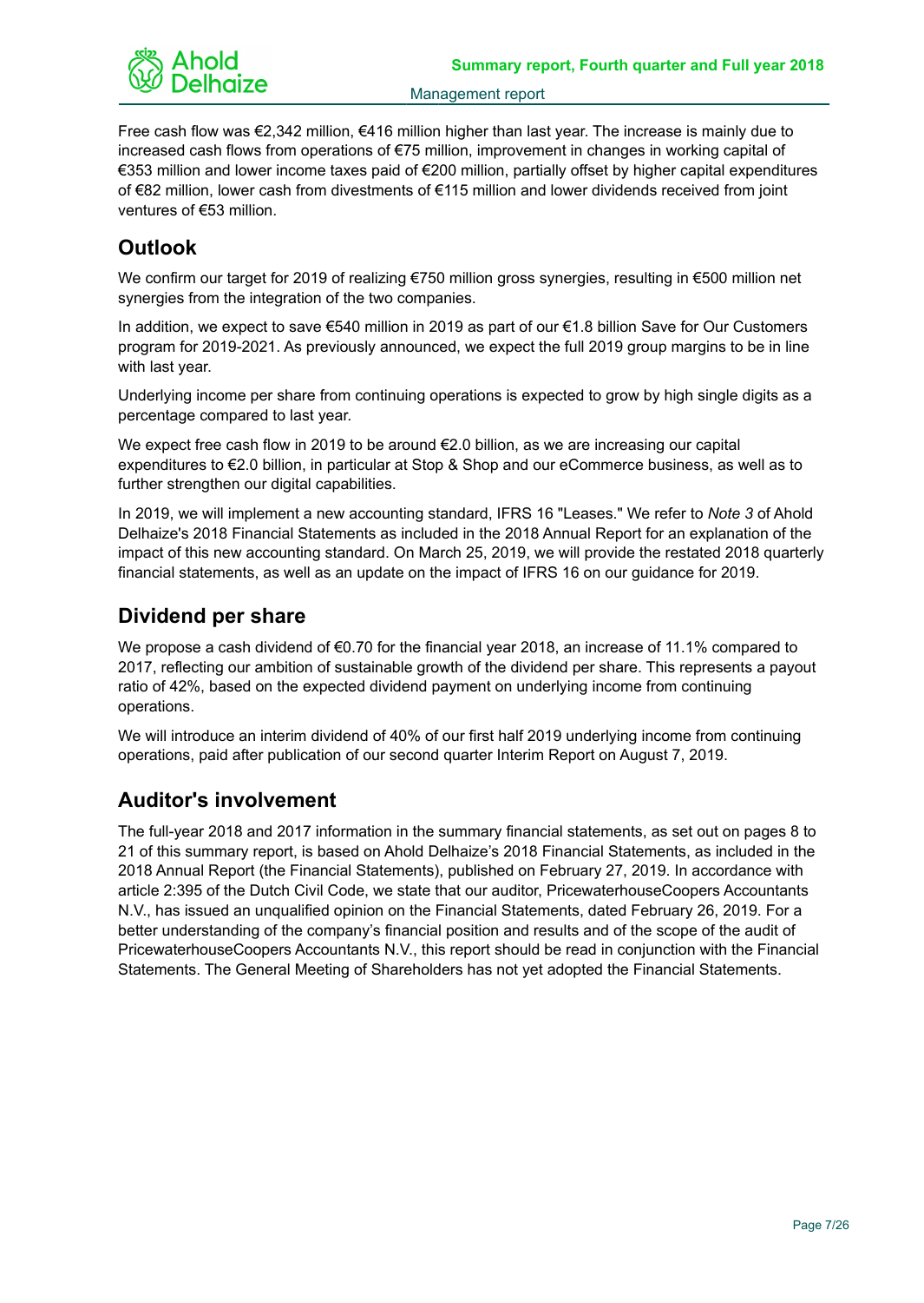Free cash flow was €2,342 million, €416 million higher than last year. The increase is mainly due to increased cash flows from operations of €75 million, improvement in changes in working capital of €353 million and lower income taxes paid of €200 million, partially offset by higher capital expenditures of €82 million, lower cash from divestments of €115 million and lower dividends received from joint ventures of €53 million.

## Outlook

We confirm our target for 2019 of realizing €750 million gross synergies, resulting in €500 million net synergies from the integration of the two companies.

In addition, we expect to save €540 million in 2019 as part of our €1.8 billion Save for Our Customers program for 2019-2021. As previously announced, we expect the full 2019 group margins to be in line with last year.

Underlying income per share from continuing operations is expected to grow by high single digits as a percentage compared to last year.

We expect free cash flow in 2019 to be around €2.0 billion, as we are increasing our capital expenditures to €2.0 billion, in particular at Stop & Shop and our eCommerce business, as well as to further strengthen our digital capabilities.

In 2019, we will implement a new accounting standard, IFRS 16 "Leases." We refer to *Note 3* of Ahold Delhaize's 2018 Financial Statements as included in the 2018 Annual Report for an explanation of the impact of this new accounting standard. On March 25, 2019, we will provide the restated 2018 quarterly financial statements, as well as an update on the impact of IFRS 16 on our guidance for 2019.

## Dividend per share

We propose a cash dividend of €0.70 for the financial year 2018, an increase of 11.1% compared to 2017, reflecting our ambition of sustainable growth of the dividend per share. This represents a payout ratio of 42%, based on the expected dividend payment on underlying income from continuing operations.

We will introduce an interim dividend of 40% of our first half 2019 underlying income from continuing operations, paid after publication of our second quarter Interim Report on August 7, 2019.

## Auditor's involvement

The full-year 2018 and 2017 information in the summary financial statements, as set out on pages 8 to 21 of this summary report, is based on Ahold Delhaize's 2018 Financial Statements, as included in the 2018 Annual Report (the Financial Statements), published on February 27, 2019. In accordance with article 2:395 of the Dutch Civil Code, we state that our auditor, PricewaterhouseCoopers Accountants N.V., has issued an unqualified opinion on the Financial Statements, dated February 26, 2019. For a better understanding of the company's financial position and results and of the scope of the audit of PricewaterhouseCoopers Accountants N.V., this report should be read in conjunction with the Financial Statements. The General Meeting of Shareholders has not yet adopted the Financial Statements.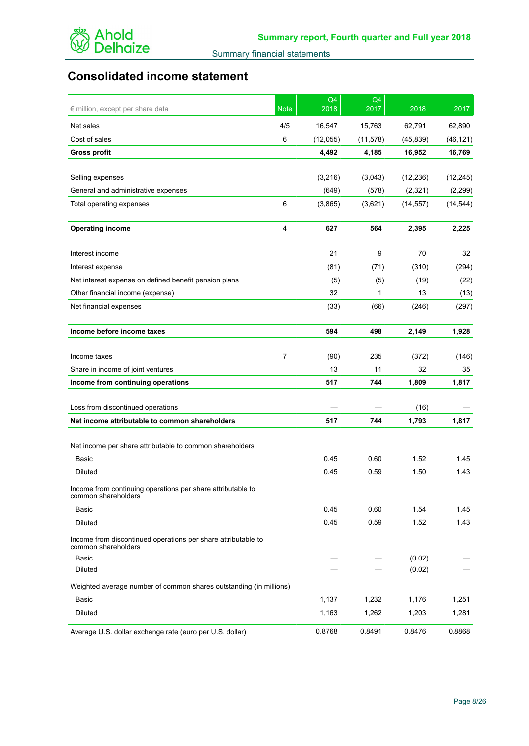# Consolidated income statement

| € million, except per share data | Note | Q4 2018 | Q4 2017 | 2018 | 2017 |
|---|---|---|---|---|---|
| Net sales | 4/5 | 16,547 | 15,763 | 62,791 | 62,890 |
| Cost of sales | 6 | (12,055) | (11,578) | (45,839) | (46,121) |
| **Gross profit** | | **4,492** | **4,185** | **16,952** | **16,769** |
| | | | | | |
| Selling expenses | | (3,216) | (3,043) | (12,236) | (12,245) |
| General and administrative expenses | | (649) | (578) | (2,321) | (2,299) |
| Total operating expenses | 6 | (3,865) | (3,621) | (14,557) | (14,544) |
| | | | | | |
| **Operating income** | 4 | **627** | **564** | **2,395** | **2,225** |
| | | | | | |
| Interest income | | 21 | 9 | 70 | 32 |
| Interest expense | | (81) | (71) | (310) | (294) |
| Net interest expense on defined benefit pension plans | | (5) | (5) | (19) | (22) |
| Other financial income (expense) | | 32 | 1 | 13 | (13) |
| Net financial expenses | | (33) | (66) | (246) | (297) |
| | | | | | |
| **Income before income taxes** | | **594** | **498** | **2,149** | **1,928** |
| | | | | | |
| Income taxes | 7 | (90) | 235 | (372) | (146) |
| Share in income of joint ventures | | 13 | 11 | 32 | 35 |
| **Income from continuing operations** | | **517** | **744** | **1,809** | **1,817** |
| | | | | | |
| Loss from discontinued operations | | — | — | (16) | — |
| **Net income attributable to common shareholders** | | **517** | **744** | **1,793** | **1,817** |
| | | | | | |
| Net income per share attributable to common shareholders | | | | | |
| Basic | | 0.45 | 0.60 | 1.52 | 1.45 |
| Diluted | | 0.45 | 0.59 | 1.50 | 1.43 |
| Income from continuing operations per share attributable to common shareholders | | | | | |
| Basic | | 0.45 | 0.60 | 1.54 | 1.45 |
| Diluted | | 0.45 | 0.59 | 1.52 | 1.43 |
| Income from discontinued operations per share attributable to common shareholders | | | | | |
| Basic | | — | — | (0.02) | — |
| Diluted | | — | — | (0.02) | — |
| Weighted average number of common shares outstanding (in millions) | | | | | |
| Basic | | 1,137 | 1,232 | 1,176 | 1,251 |
| Diluted | | 1,163 | 1,262 | 1,203 | 1,281 |
| Average U.S. dollar exchange rate (euro per U.S. dollar) | | 0.8768 | 0.8491 | 0.8476 | 0.8868 |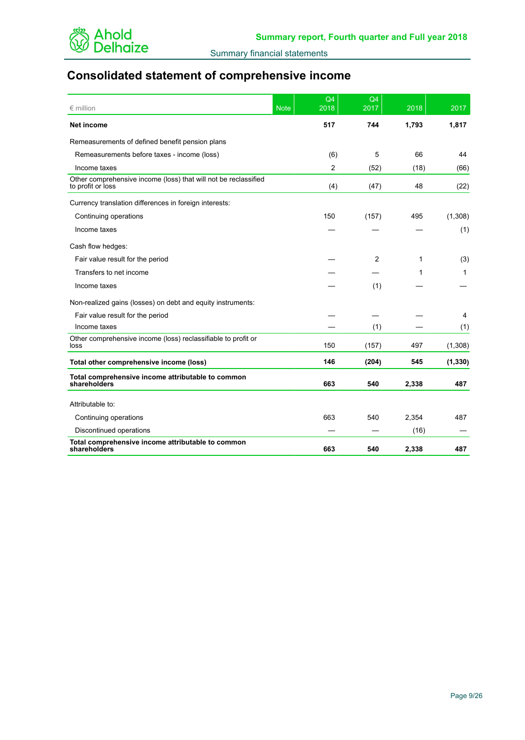# Consolidated statement of comprehensive income

| € million | Note | Q4 2018 | Q4 2017 | 2018 | 2017 |
|---|---|---|---|---|---|
| **Net income** | | **517** | **744** | **1,793** | **1,817** |
| Remeasurements of defined benefit pension plans | | | | | |
| Remeasurements before taxes - income (loss) | | (6) | 5 | 66 | 44 |
| Income taxes | | 2 | (52) | (18) | (66) |
| Other comprehensive income (loss) that will not be reclassified to profit or loss | | (4) | (47) | 48 | (22) |
| Currency translation differences in foreign interests: | | | | | |
| Continuing operations | | 150 | (157) | 495 | (1,308) |
| Income taxes | | — | — | — | (1) |
| Cash flow hedges: | | | | | |
| Fair value result for the period | | — | 2 | 1 | (3) |
| Transfers to net income | | — | — | 1 | 1 |
| Income taxes | | — | (1) | — | — |
| Non-realized gains (losses) on debt and equity instruments: | | | | | |
| Fair value result for the period | | — | — | — | 4 |
| Income taxes | | — | (1) | — | (1) |
| Other comprehensive income (loss) reclassifiable to profit or loss | | 150 | (157) | 497 | (1,308) |
| **Total other comprehensive income (loss)** | | **146** | **(204)** | **545** | **(1,330)** |
| **Total comprehensive income attributable to common shareholders** | | **663** | **540** | **2,338** | **487** |
| Attributable to: | | | | | |
| Continuing operations | | 663 | 540 | 2,354 | 487 |
| Discontinued operations | | — | — | (16) | — |
| **Total comprehensive income attributable to common shareholders** | | **663** | **540** | **2,338** | **487** |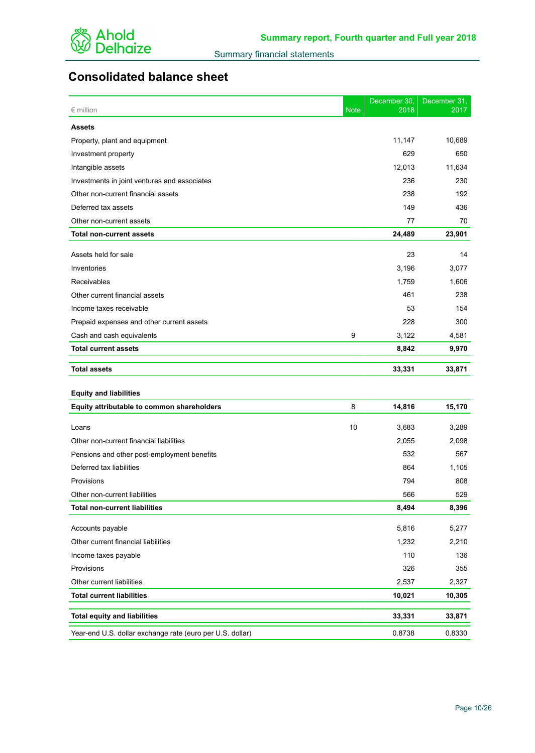# Consolidated balance sheet

| € million | Note | December 30, 2018 | December 31, 2017 |
|---|---|---|---|
| **Assets** | | | |
| Property, plant and equipment | | 11,147 | 10,689 |
| Investment property | | 629 | 650 |
| Intangible assets | | 12,013 | 11,634 |
| Investments in joint ventures and associates | | 236 | 230 |
| Other non-current financial assets | | 238 | 192 |
| Deferred tax assets | | 149 | 436 |
| Other non-current assets | | 77 | 70 |
| **Total non-current assets** | | **24,489** | **23,901** |
| Assets held for sale | | 23 | 14 |
| Inventories | | 3,196 | 3,077 |
| Receivables | | 1,759 | 1,606 |
| Other current financial assets | | 461 | 238 |
| Income taxes receivable | | 53 | 154 |
| Prepaid expenses and other current assets | | 228 | 300 |
| Cash and cash equivalents | 9 | 3,122 | 4,581 |
| **Total current assets** | | **8,842** | **9,970** |
| **Total assets** | | **33,331** | **33,871** |
| **Equity and liabilities** | | | |
| **Equity attributable to common shareholders** | 8 | **14,816** | **15,170** |
| Loans | 10 | 3,683 | 3,289 |
| Other non-current financial liabilities | | 2,055 | 2,098 |
| Pensions and other post-employment benefits | | 532 | 567 |
| Deferred tax liabilities | | 864 | 1,105 |
| Provisions | | 794 | 808 |
| Other non-current liabilities | | 566 | 529 |
| **Total non-current liabilities** | | **8,494** | **8,396** |
| Accounts payable | | 5,816 | 5,277 |
| Other current financial liabilities | | 1,232 | 2,210 |
| Income taxes payable | | 110 | 136 |
| Provisions | | 326 | 355 |
| Other current liabilities | | 2,537 | 2,327 |
| **Total current liabilities** | | **10,021** | **10,305** |
| **Total equity and liabilities** | | **33,331** | **33,871** |
| Year-end U.S. dollar exchange rate (euro per U.S. dollar) | | 0.8738 | 0.8330 |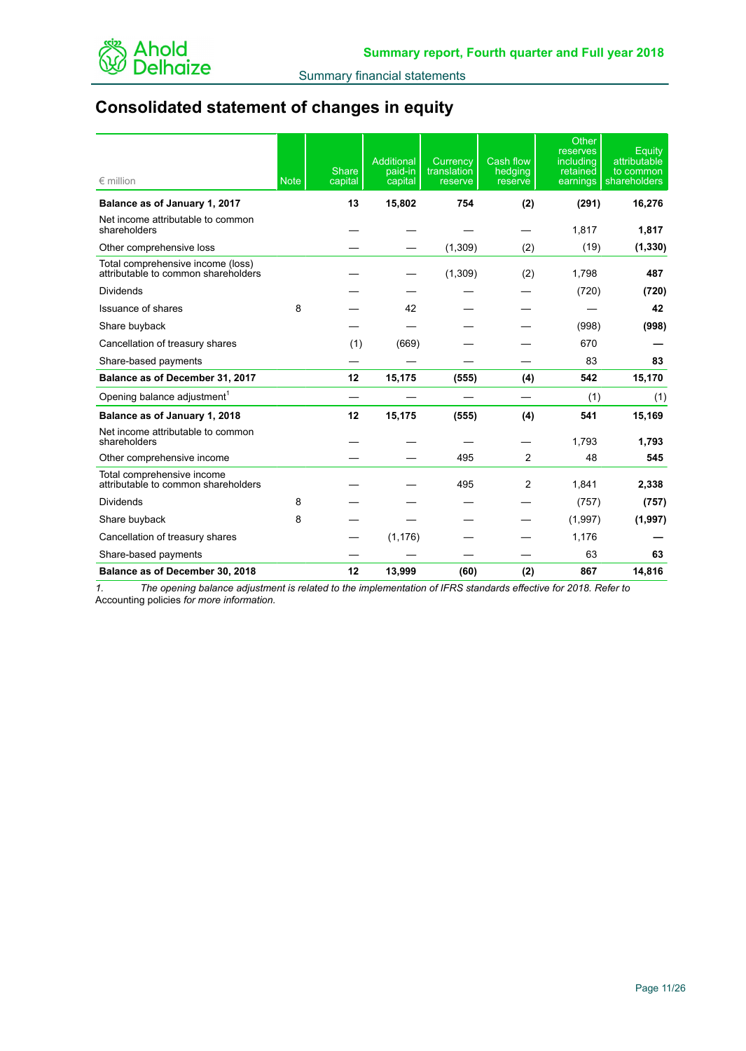# Consolidated statement of changes in equity

| € million | Note | Share capital | Additional paid-in capital | Currency translation reserve | Cash flow hedging reserve | Other reserves including retained earnings | Equity attributable to common shareholders |
|---|---|---|---|---|---|---|---|
| **Balance as of January 1, 2017** | | **13** | **15,802** | **754** | **(2)** | **(291)** | **16,276** |
| Net income attributable to common shareholders | | — | — | — | — | 1,817 | **1,817** |
| Other comprehensive loss | | — | — | (1,309) | (2) | (19) | **(1,330)** |
| Total comprehensive income (loss) attributable to common shareholders | | — | — | (1,309) | (2) | 1,798 | **487** |
| Dividends | | — | — | — | — | (720) | **(720)** |
| Issuance of shares | 8 | — | 42 | — | — | — | **42** |
| Share buyback | | — | — | — | — | (998) | **(998)** |
| Cancellation of treasury shares | | (1) | (669) | — | — | 670 | **—** |
| Share-based payments | | — | — | — | — | 83 | **83** |
| **Balance as of December 31, 2017** | | **12** | **15,175** | **(555)** | **(4)** | **542** | **15,170** |
| Opening balance adjustment[1] | | — | — | — | — | (1) | (1) |
| **Balance as of January 1, 2018** | | **12** | **15,175** | **(555)** | **(4)** | **541** | **15,169** |
| Net income attributable to common shareholders | | — | — | — | — | 1,793 | **1,793** |
| Other comprehensive income | | — | — | 495 | 2 | 48 | **545** |
| Total comprehensive income attributable to common shareholders | | — | — | 495 | 2 | 1,841 | **2,338** |
| Dividends | 8 | — | — | — | — | (757) | **(757)** |
| Share buyback | 8 | — | — | — | — | (1,997) | **(1,997)** |
| Cancellation of treasury shares | | — | (1,176) | — | — | 1,176 | **—** |
| Share-based payments | | — | — | — | — | 63 | **63** |
| **Balance as of December 30, 2018** | | **12** | **13,999** | **(60)** | **(2)** | **867** | **14,816** |

1. *The opening balance adjustment is related to the implementation of IFRS standards effective for 2018. Refer to* Accounting policies *for more information.*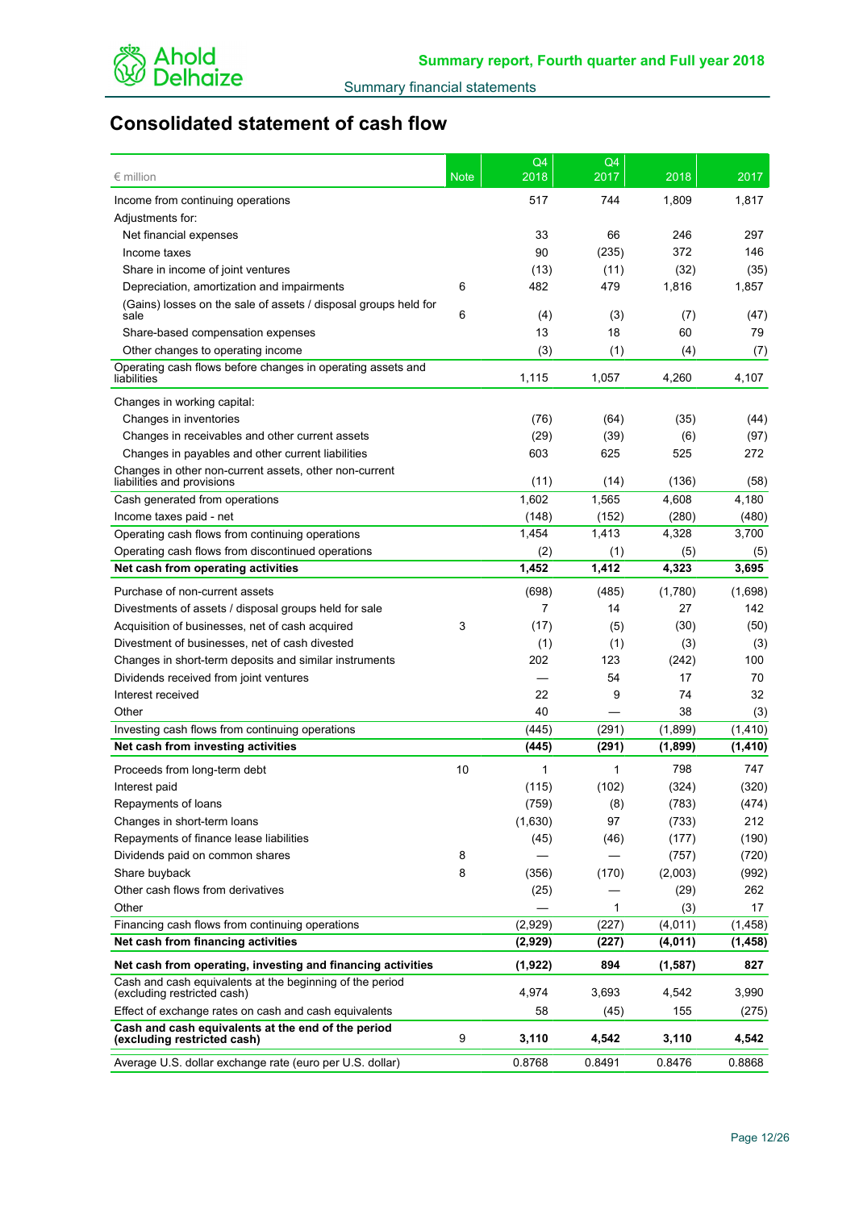# Consolidated statement of cash flow

| € million | Note | Q4 2018 | Q4 2017 | 2018 | 2017 |
|---|---|---|---|---|---|
| Income from continuing operations | | 517 | 744 | 1,809 | 1,817 |
| Adjustments for: | | | | | |
| Net financial expenses | | 33 | 66 | 246 | 297 |
| Income taxes | | 90 | (235) | 372 | 146 |
| Share in income of joint ventures | | (13) | (11) | (32) | (35) |
| Depreciation, amortization and impairments | 6 | 482 | 479 | 1,816 | 1,857 |
| (Gains) losses on the sale of assets / disposal groups held for sale | 6 | (4) | (3) | (7) | (47) |
| Share-based compensation expenses | | 13 | 18 | 60 | 79 |
| Other changes to operating income | | (3) | (1) | (4) | (7) |
| Operating cash flows before changes in operating assets and liabilities | | 1,115 | 1,057 | 4,260 | 4,107 |
| Changes in working capital: | | | | | |
| Changes in inventories | | (76) | (64) | (35) | (44) |
| Changes in receivables and other current assets | | (29) | (39) | (6) | (97) |
| Changes in payables and other current liabilities | | 603 | 625 | 525 | 272 |
| Changes in other non-current assets, other non-current liabilities and provisions | | (11) | (14) | (136) | (58) |
| Cash generated from operations | | 1,602 | 1,565 | 4,608 | 4,180 |
| Income taxes paid - net | | (148) | (152) | (280) | (480) |
| Operating cash flows from continuing operations | | 1,454 | 1,413 | 4,328 | 3,700 |
| Operating cash flows from discontinued operations | | (2) | (1) | (5) | (5) |
| **Net cash from operating activities** | | **1,452** | **1,412** | **4,323** | **3,695** |
| Purchase of non-current assets | | (698) | (485) | (1,780) | (1,698) |
| Divestments of assets / disposal groups held for sale | | 7 | 14 | 27 | 142 |
| Acquisition of businesses, net of cash acquired | 3 | (17) | (5) | (30) | (50) |
| Divestment of businesses, net of cash divested | | (1) | (1) | (3) | (3) |
| Changes in short-term deposits and similar instruments | | 202 | 123 | (242) | 100 |
| Dividends received from joint ventures | | — | 54 | 17 | 70 |
| Interest received | | 22 | 9 | 74 | 32 |
| Other | | 40 | — | 38 | (3) |
| Investing cash flows from continuing operations | | (445) | (291) | (1,899) | (1,410) |
| **Net cash from investing activities** | | **(445)** | **(291)** | **(1,899)** | **(1,410)** |
| Proceeds from long-term debt | 10 | 1 | 1 | 798 | 747 |
| Interest paid | | (115) | (102) | (324) | (320) |
| Repayments of loans | | (759) | (8) | (783) | (474) |
| Changes in short-term loans | | (1,630) | 97 | (733) | 212 |
| Repayments of finance lease liabilities | | (45) | (46) | (177) | (190) |
| Dividends paid on common shares | 8 | — | — | (757) | (720) |
| Share buyback | 8 | (356) | (170) | (2,003) | (992) |
| Other cash flows from derivatives | | (25) | — | (29) | 262 |
| Other | | — | 1 | (3) | 17 |
| Financing cash flows from continuing operations | | (2,929) | (227) | (4,011) | (1,458) |
| **Net cash from financing activities** | | **(2,929)** | **(227)** | **(4,011)** | **(1,458)** |
| **Net cash from operating, investing and financing activities** | | **(1,922)** | **894** | **(1,587)** | **827** |
| Cash and cash equivalents at the beginning of the period (excluding restricted cash) | | 4,974 | 3,693 | 4,542 | 3,990 |
| Effect of exchange rates on cash and cash equivalents | | 58 | (45) | 155 | (275) |
| **Cash and cash equivalents at the end of the period (excluding restricted cash)** | 9 | **3,110** | **4,542** | **3,110** | **4,542** |
| Average U.S. dollar exchange rate (euro per U.S. dollar) | | 0.8768 | 0.8491 | 0.8476 | 0.8868 |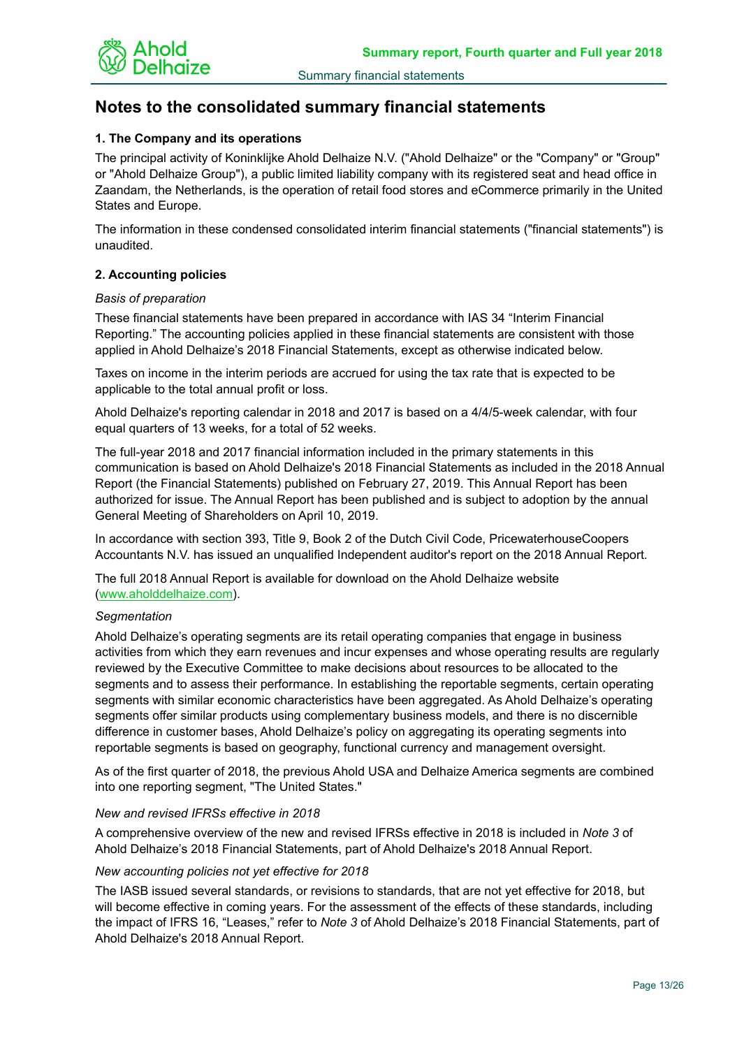# Notes to the consolidated summary financial statements

### 1. The Company and its operations

The principal activity of Koninklijke Ahold Delhaize N.V. ("Ahold Delhaize" or the "Company" or "Group" or "Ahold Delhaize Group"), a public limited liability company with its registered seat and head office in Zaandam, the Netherlands, is the operation of retail food stores and eCommerce primarily in the United States and Europe.

The information in these condensed consolidated interim financial statements ("financial statements") is unaudited.

### 2. Accounting policies

*Basis of preparation*

These financial statements have been prepared in accordance with IAS 34 “Interim Financial Reporting.” The accounting policies applied in these financial statements are consistent with those applied in Ahold Delhaize’s 2018 Financial Statements, except as otherwise indicated below.

Taxes on income in the interim periods are accrued for using the tax rate that is expected to be applicable to the total annual profit or loss.

Ahold Delhaize's reporting calendar in 2018 and 2017 is based on a 4/4/5-week calendar, with four equal quarters of 13 weeks, for a total of 52 weeks.

The full-year 2018 and 2017 financial information included in the primary statements in this communication is based on Ahold Delhaize's 2018 Financial Statements as included in the 2018 Annual Report (the Financial Statements) published on February 27, 2019. This Annual Report has been authorized for issue. The Annual Report has been published and is subject to adoption by the annual General Meeting of Shareholders on April 10, 2019.

In accordance with section 393, Title 9, Book 2 of the Dutch Civil Code, PricewaterhouseCoopers Accountants N.V. has issued an unqualified Independent auditor's report on the 2018 Annual Report.

The full 2018 Annual Report is available for download on the Ahold Delhaize website (www.aholddelhaize.com).

*Segmentation*

Ahold Delhaize’s operating segments are its retail operating companies that engage in business activities from which they earn revenues and incur expenses and whose operating results are regularly reviewed by the Executive Committee to make decisions about resources to be allocated to the segments and to assess their performance. In establishing the reportable segments, certain operating segments with similar economic characteristics have been aggregated. As Ahold Delhaize’s operating segments offer similar products using complementary business models, and there is no discernible difference in customer bases, Ahold Delhaize’s policy on aggregating its operating segments into reportable segments is based on geography, functional currency and management oversight.

As of the first quarter of 2018, the previous Ahold USA and Delhaize America segments are combined into one reporting segment, "The United States."

*New and revised IFRSs effective in 2018*

A comprehensive overview of the new and revised IFRSs effective in 2018 is included in *Note 3* of Ahold Delhaize’s 2018 Financial Statements, part of Ahold Delhaize's 2018 Annual Report.

*New accounting policies not yet effective for 2018*

The IASB issued several standards, or revisions to standards, that are not yet effective for 2018, but will become effective in coming years. For the assessment of the effects of these standards, including the impact of IFRS 16, “Leases,” refer to *Note 3* of Ahold Delhaize’s 2018 Financial Statements, part of Ahold Delhaize's 2018 Annual Report.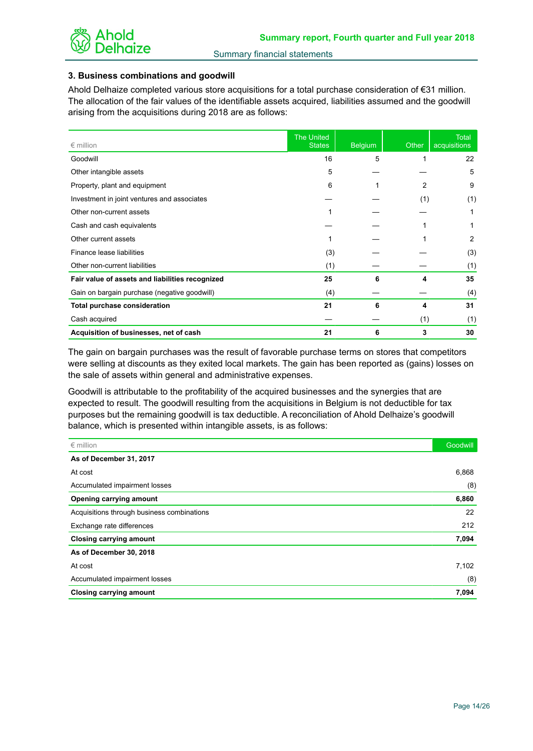### 3. Business combinations and goodwill

Ahold Delhaize completed various store acquisitions for a total purchase consideration of €31 million. The allocation of the fair values of the identifiable assets acquired, liabilities assumed and the goodwill arising from the acquisitions during 2018 are as follows:

| € million | The United States | Belgium | Other | Total acquisitions |
|---|---|---|---|---|
| Goodwill | 16 | 5 | 1 | 22 |
| Other intangible assets | 5 | — | — | 5 |
| Property, plant and equipment | 6 | 1 | 2 | 9 |
| Investment in joint ventures and associates | — | — | (1) | (1) |
| Other non-current assets | 1 | — | — | 1 |
| Cash and cash equivalents | — | — | 1 | 1 |
| Other current assets | 1 | — | 1 | 2 |
| Finance lease liabilities | (3) | — | — | (3) |
| Other non-current liabilities | (1) | — | — | (1) |
| **Fair value of assets and liabilities recognized** | **25** | **6** | **4** | **35** |
| Gain on bargain purchase (negative goodwill) | (4) | — | — | (4) |
| **Total purchase consideration** | **21** | **6** | **4** | **31** |
| Cash acquired | — | — | (1) | (1) |
| **Acquisition of businesses, net of cash** | **21** | **6** | **3** | **30** |

The gain on bargain purchases was the result of favorable purchase terms on stores that competitors were selling at discounts as they exited local markets. The gain has been reported as (gains) losses on the sale of assets within general and administrative expenses.

Goodwill is attributable to the profitability of the acquired businesses and the synergies that are expected to result. The goodwill resulting from the acquisitions in Belgium is not deductible for tax purposes but the remaining goodwill is tax deductible. A reconciliation of Ahold Delhaize's goodwill balance, which is presented within intangible assets, is as follows:

| € million | Goodwill |
|---|---|
| **As of December 31, 2017** | |
| At cost | 6,868 |
| Accumulated impairment losses | (8) |
| **Opening carrying amount** | **6,860** |
| Acquisitions through business combinations | 22 |
| Exchange rate differences | 212 |
| **Closing carrying amount** | **7,094** |
| **As of December 30, 2018** | |
| At cost | 7,102 |
| Accumulated impairment losses | (8) |
| **Closing carrying amount** | **7,094** |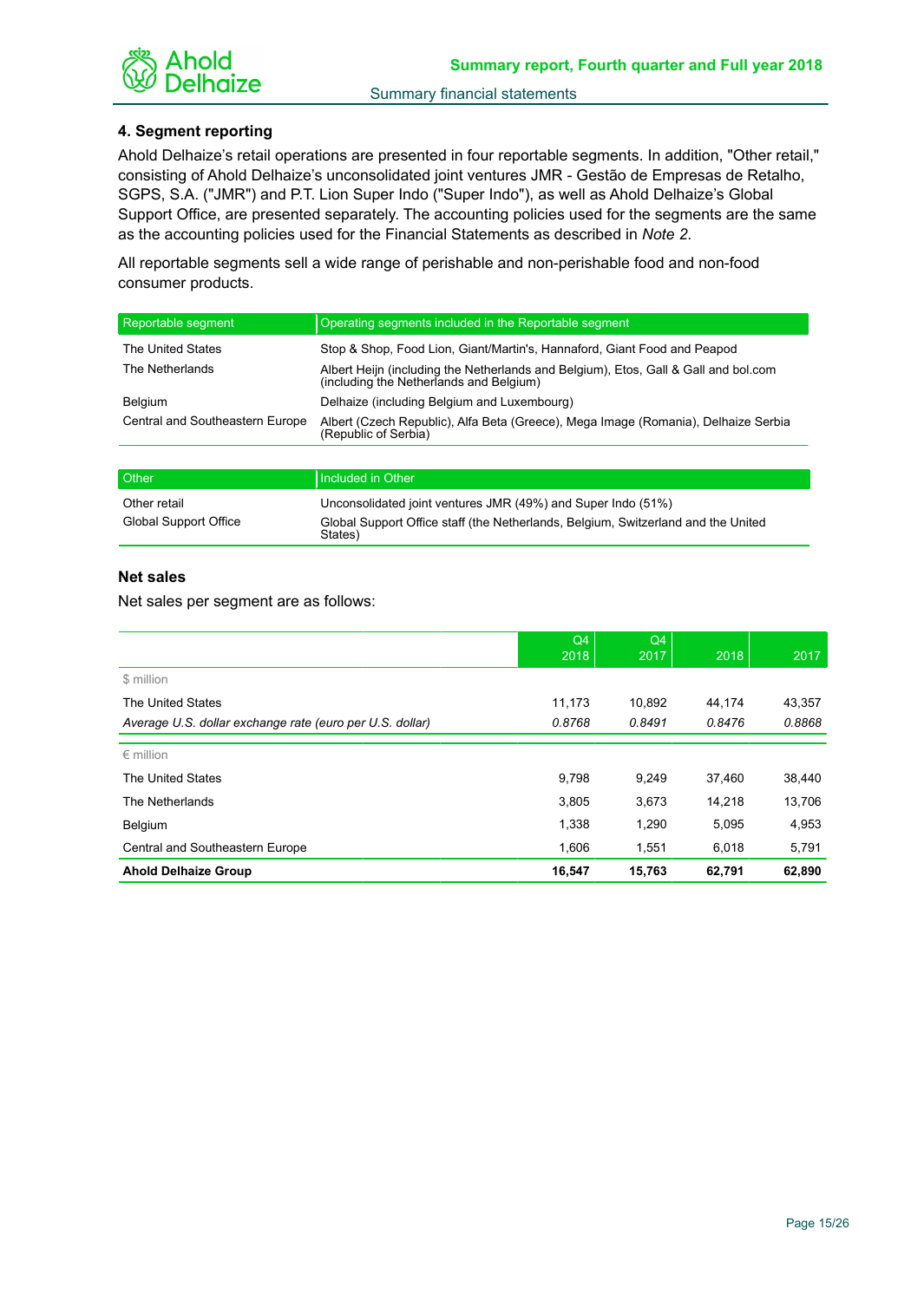## 4. Segment reporting

Ahold Delhaize's retail operations are presented in four reportable segments. In addition, "Other retail," consisting of Ahold Delhaize's unconsolidated joint ventures JMR - Gestão de Empresas de Retalho, SGPS, S.A. ("JMR") and P.T. Lion Super Indo ("Super Indo"), as well as Ahold Delhaize's Global Support Office, are presented separately. The accounting policies used for the segments are the same as the accounting policies used for the Financial Statements as described in *Note 2*.

All reportable segments sell a wide range of perishable and non-perishable food and non-food consumer products.

| Reportable segment | Operating segments included in the Reportable segment |
|---|---|
| The United States | Stop & Shop, Food Lion, Giant/Martin's, Hannaford, Giant Food and Peapod |
| The Netherlands | Albert Heijn (including the Netherlands and Belgium), Etos, Gall & Gall and bol.com (including the Netherlands and Belgium) |
| Belgium | Delhaize (including Belgium and Luxembourg) |
| Central and Southeastern Europe | Albert (Czech Republic), Alfa Beta (Greece), Mega Image (Romania), Delhaize Serbia (Republic of Serbia) |

| Other | Included in Other |
|---|---|
| Other retail | Unconsolidated joint ventures JMR (49%) and Super Indo (51%) |
| Global Support Office | Global Support Office staff (the Netherlands, Belgium, Switzerland and the United States) |

### Net sales

Net sales per segment are as follows:

| | Q4 2018 | Q4 2017 | 2018 | 2017 |
|---|---|---|---|---|
| $ million | | | | |
| The United States | 11,173 | 10,892 | 44,174 | 43,357 |
| *Average U.S. dollar exchange rate (euro per U.S. dollar)* | *0.8768* | *0.8491* | *0.8476* | *0.8868* |
| € million | | | | |
| The United States | 9,798 | 9,249 | 37,460 | 38,440 |
| The Netherlands | 3,805 | 3,673 | 14,218 | 13,706 |
| Belgium | 1,338 | 1,290 | 5,095 | 4,953 |
| Central and Southeastern Europe | 1,606 | 1,551 | 6,018 | 5,791 |
| **Ahold Delhaize Group** | **16,547** | **15,763** | **62,791** | **62,890** |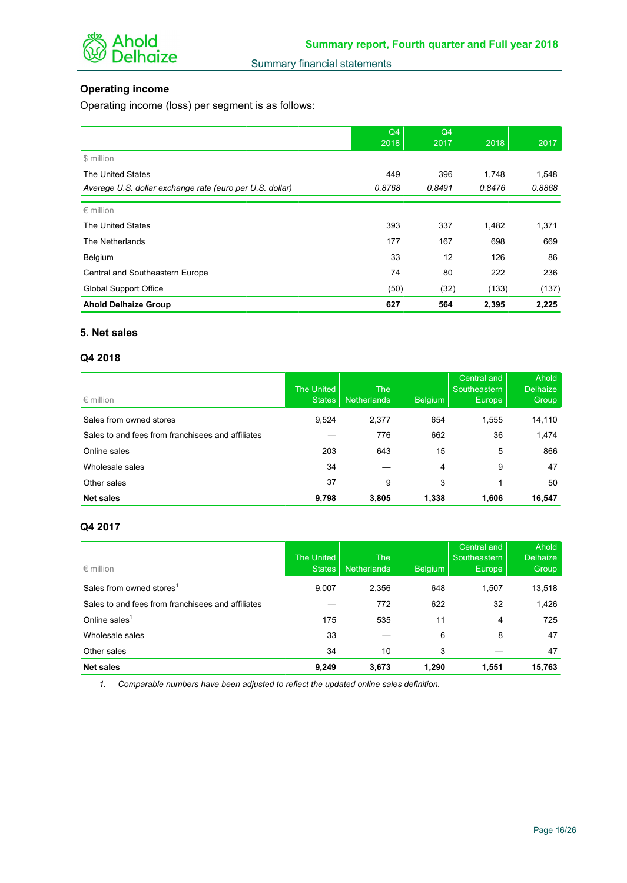### Operating income

Operating income (loss) per segment is as follows:

| | Q4 2018 | Q4 2017 | 2018 | 2017 |
|---|---|---|---|---|
| $ million | | | | |
| The United States | 449 | 396 | 1,748 | 1,548 |
| *Average U.S. dollar exchange rate (euro per U.S. dollar)* | *0.8768* | *0.8491* | *0.8476* | *0.8868* |
| € million | | | | |
| The United States | 393 | 337 | 1,482 | 1,371 |
| The Netherlands | 177 | 167 | 698 | 669 |
| Belgium | 33 | 12 | 126 | 86 |
| Central and Southeastern Europe | 74 | 80 | 222 | 236 |
| Global Support Office | (50) | (32) | (133) | (137) |
| **Ahold Delhaize Group** | **627** | **564** | **2,395** | **2,225** |

### 5. Net sales

### Q4 2018

| € million | The United States | The Netherlands | Belgium | Central and Southeastern Europe | Ahold Delhaize Group |
|---|---|---|---|---|---|
| Sales from owned stores | 9,524 | 2,377 | 654 | 1,555 | 14,110 |
| Sales to and fees from franchisees and affiliates | — | 776 | 662 | 36 | 1,474 |
| Online sales | 203 | 643 | 15 | 5 | 866 |
| Wholesale sales | 34 | — | 4 | 9 | 47 |
| Other sales | 37 | 9 | 3 | 1 | 50 |
| **Net sales** | **9,798** | **3,805** | **1,338** | **1,606** | **16,547** |

### Q4 2017

| € million | The United States | The Netherlands | Belgium | Central and Southeastern Europe | Ahold Delhaize Group |
|---|---|---|---|---|---|
| Sales from owned stores[1] | 9,007 | 2,356 | 648 | 1,507 | 13,518 |
| Sales to and fees from franchisees and affiliates | — | 772 | 622 | 32 | 1,426 |
| Online sales[1] | 175 | 535 | 11 | 4 | 725 |
| Wholesale sales | 33 | — | 6 | 8 | 47 |
| Other sales | 34 | 10 | 3 | — | 47 |
| **Net sales** | **9,249** | **3,673** | **1,290** | **1,551** | **15,763** |

1. *Comparable numbers have been adjusted to reflect the updated online sales definition.*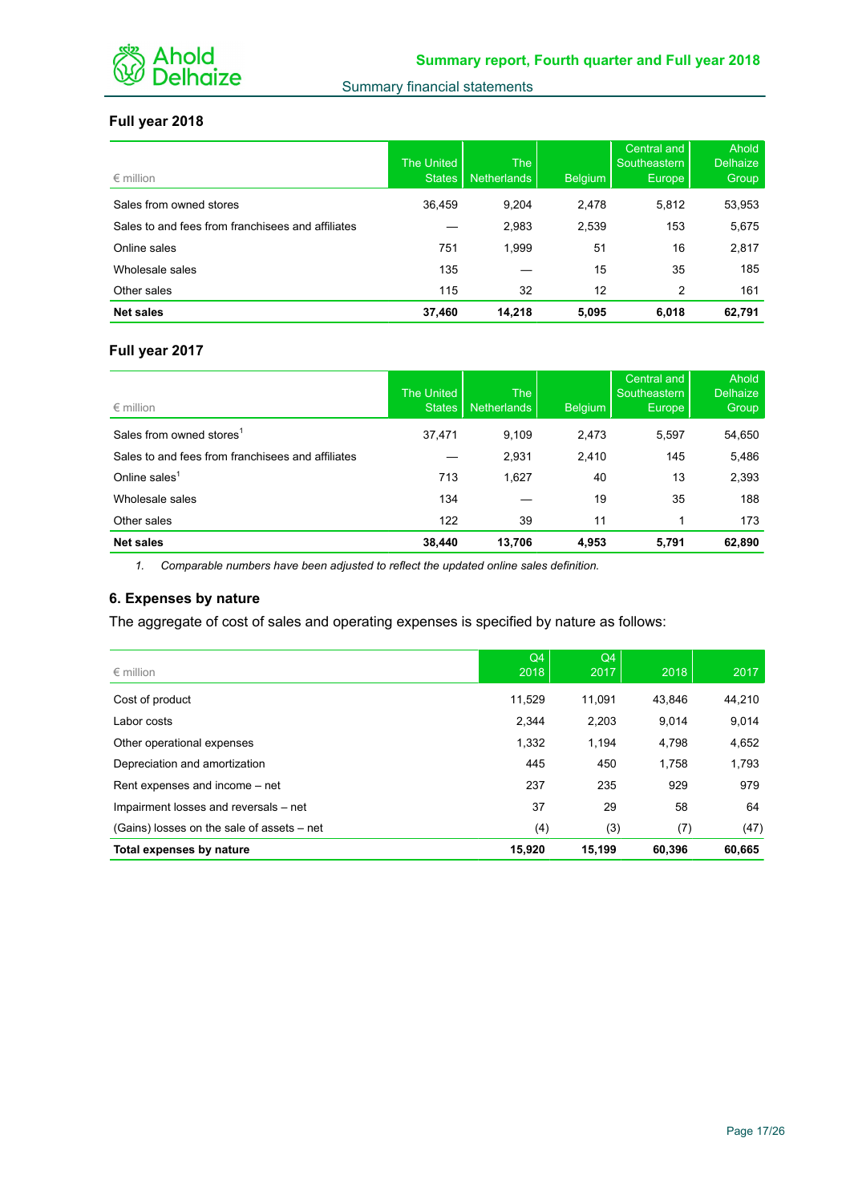### Full year 2018

| € million | The United States | The Netherlands | Belgium | Central and Southeastern Europe | Ahold Delhaize Group |
|---|---|---|---|---|---|
| Sales from owned stores | 36,459 | 9,204 | 2,478 | 5,812 | 53,953 |
| Sales to and fees from franchisees and affiliates | — | 2,983 | 2,539 | 153 | 5,675 |
| Online sales | 751 | 1,999 | 51 | 16 | 2,817 |
| Wholesale sales | 135 | — | 15 | 35 | 185 |
| Other sales | 115 | 32 | 12 | 2 | 161 |
| **Net sales** | **37,460** | **14,218** | **5,095** | **6,018** | **62,791** |

### Full year 2017

| € million | The United States | The Netherlands | Belgium | Central and Southeastern Europe | Ahold Delhaize Group |
|---|---|---|---|---|---|
| Sales from owned stores[1] | 37,471 | 9,109 | 2,473 | 5,597 | 54,650 |
| Sales to and fees from franchisees and affiliates | — | 2,931 | 2,410 | 145 | 5,486 |
| Online sales[1] | 713 | 1,627 | 40 | 13 | 2,393 |
| Wholesale sales | 134 | — | 19 | 35 | 188 |
| Other sales | 122 | 39 | 11 | 1 | 173 |
| **Net sales** | **38,440** | **13,706** | **4,953** | **5,791** | **62,890** |

1. *Comparable numbers have been adjusted to reflect the updated online sales definition.*

### 6. Expenses by nature

The aggregate of cost of sales and operating expenses is specified by nature as follows:

| € million | Q4 2018 | Q4 2017 | 2018 | 2017 |
|---|---|---|---|---|
| Cost of product | 11,529 | 11,091 | 43,846 | 44,210 |
| Labor costs | 2,344 | 2,203 | 9,014 | 9,014 |
| Other operational expenses | 1,332 | 1,194 | 4,798 | 4,652 |
| Depreciation and amortization | 445 | 450 | 1,758 | 1,793 |
| Rent expenses and income – net | 237 | 235 | 929 | 979 |
| Impairment losses and reversals – net | 37 | 29 | 58 | 64 |
| (Gains) losses on the sale of assets – net | (4) | (3) | (7) | (47) |
| **Total expenses by nature** | **15,920** | **15,199** | **60,396** | **60,665** |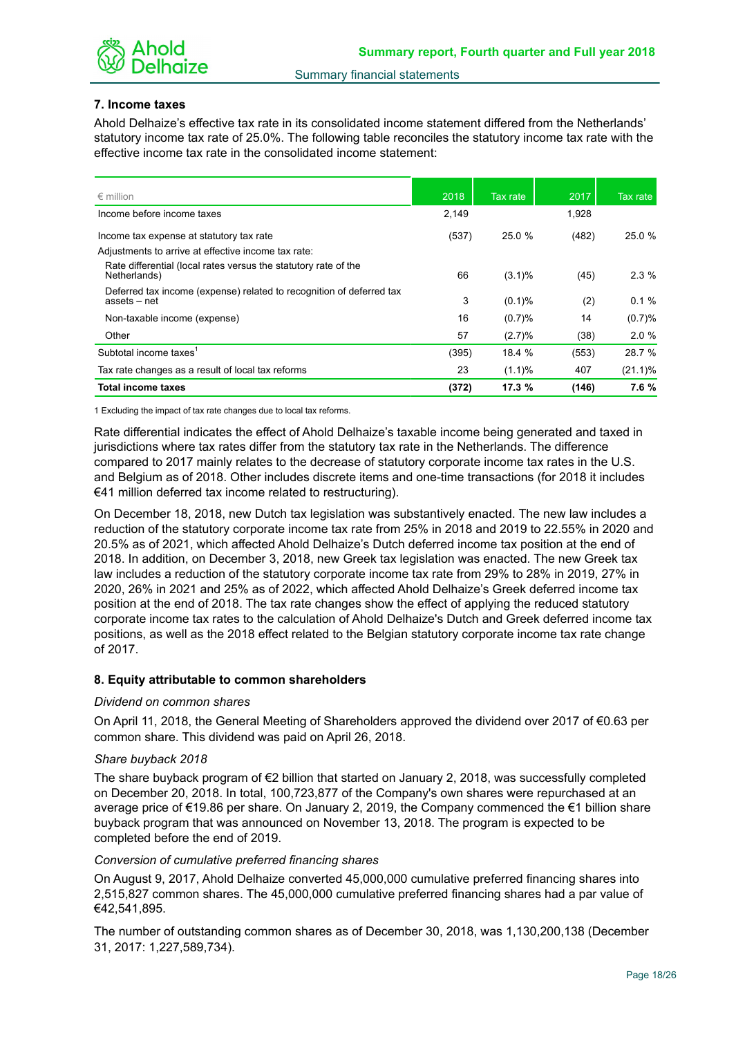### 7. Income taxes

Ahold Delhaize's effective tax rate in its consolidated income statement differed from the Netherlands' statutory income tax rate of 25.0%. The following table reconciles the statutory income tax rate with the effective income tax rate in the consolidated income statement:

| € million | 2018 | Tax rate | 2017 | Tax rate |
|---|---|---|---|---|
| Income before income taxes | 2,149 | | 1,928 | |
| Income tax expense at statutory tax rate | (537) | 25.0 % | (482) | 25.0 % |
| Adjustments to arrive at effective income tax rate: | | | | |
| Rate differential (local rates versus the statutory rate of the Netherlands) | 66 | (3.1)% | (45) | 2.3 % |
| Deferred tax income (expense) related to recognition of deferred tax assets – net | 3 | (0.1)% | (2) | 0.1 % |
| Non-taxable income (expense) | 16 | (0.7)% | 14 | (0.7)% |
| Other | 57 | (2.7)% | (38) | 2.0 % |
| Subtotal income taxes[1] | (395) | 18.4 % | (553) | 28.7 % |
| Tax rate changes as a result of local tax reforms | 23 | (1.1)% | 407 | (21.1)% |
| **Total income taxes** | **(372)** | **17.3 %** | **(146)** | **7.6 %** |

1 Excluding the impact of tax rate changes due to local tax reforms.

Rate differential indicates the effect of Ahold Delhaize's taxable income being generated and taxed in jurisdictions where tax rates differ from the statutory tax rate in the Netherlands. The difference compared to 2017 mainly relates to the decrease of statutory corporate income tax rates in the U.S. and Belgium as of 2018. Other includes discrete items and one-time transactions (for 2018 it includes €41 million deferred tax income related to restructuring).

On December 18, 2018, new Dutch tax legislation was substantively enacted. The new law includes a reduction of the statutory corporate income tax rate from 25% in 2018 and 2019 to 22.55% in 2020 and 20.5% as of 2021, which affected Ahold Delhaize's Dutch deferred income tax position at the end of 2018. In addition, on December 3, 2018, new Greek tax legislation was enacted. The new Greek tax law includes a reduction of the statutory corporate income tax rate from 29% to 28% in 2019, 27% in 2020, 26% in 2021 and 25% as of 2022, which affected Ahold Delhaize's Greek deferred income tax position at the end of 2018. The tax rate changes show the effect of applying the reduced statutory corporate income tax rates to the calculation of Ahold Delhaize's Dutch and Greek deferred income tax positions, as well as the 2018 effect related to the Belgian statutory corporate income tax rate change of 2017.

### 8. Equity attributable to common shareholders

*Dividend on common shares*

On April 11, 2018, the General Meeting of Shareholders approved the dividend over 2017 of €0.63 per common share. This dividend was paid on April 26, 2018.

*Share buyback 2018*

The share buyback program of €2 billion that started on January 2, 2018, was successfully completed on December 20, 2018. In total, 100,723,877 of the Company's own shares were repurchased at an average price of €19.86 per share. On January 2, 2019, the Company commenced the €1 billion share buyback program that was announced on November 13, 2018. The program is expected to be completed before the end of 2019.

*Conversion of cumulative preferred financing shares*

On August 9, 2017, Ahold Delhaize converted 45,000,000 cumulative preferred financing shares into 2,515,827 common shares. The 45,000,000 cumulative preferred financing shares had a par value of €42,541,895.

The number of outstanding common shares as of December 30, 2018, was 1,130,200,138 (December 31, 2017: 1,227,589,734).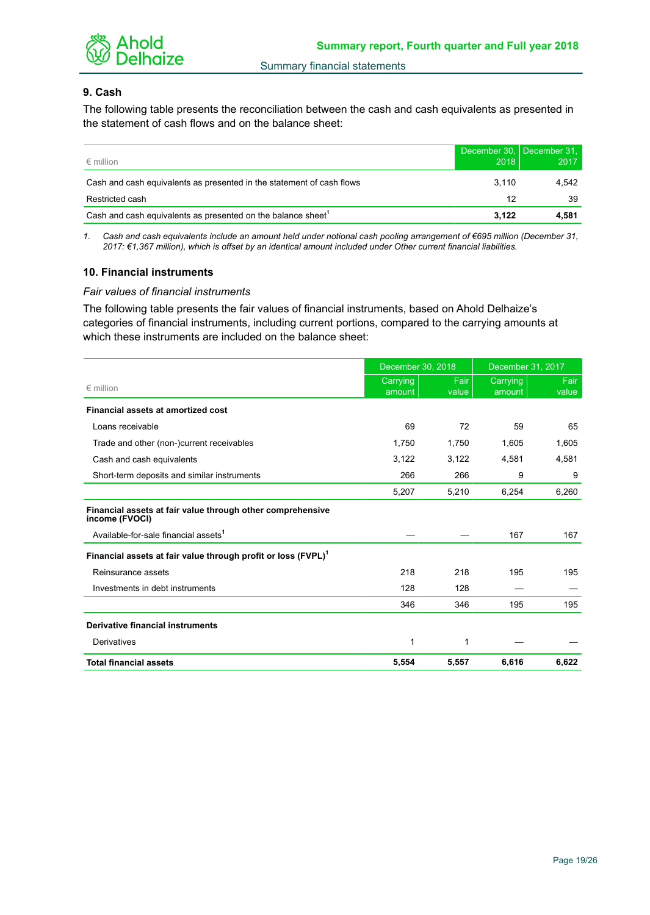## 9. Cash

The following table presents the reconciliation between the cash and cash equivalents as presented in the statement of cash flows and on the balance sheet:

| € million | December 30, 2018 | December 31, 2017 |
|---|---|---|
| Cash and cash equivalents as presented in the statement of cash flows | 3,110 | 4,542 |
| Restricted cash | 12 | 39 |
| Cash and cash equivalents as presented on the balance sheet[1] | **3,122** | **4,581** |

1. *Cash and cash equivalents include an amount held under notional cash pooling arrangement of €695 million (December 31, 2017: €1,367 million), which is offset by an identical amount included under Other current financial liabilities.*

## 10. Financial instruments

*Fair values of financial instruments*

The following table presents the fair values of financial instruments, based on Ahold Delhaize's categories of financial instruments, including current portions, compared to the carrying amounts at which these instruments are included on the balance sheet:

| € million | December 30, 2018 | | December 31, 2017 | |
|---|---|---|---|---|
| | Carrying amount | Fair value | Carrying amount | Fair value |
| **Financial assets at amortized cost** | | | | |
| Loans receivable | 69 | 72 | 59 | 65 |
| Trade and other (non-)current receivables | 1,750 | 1,750 | 1,605 | 1,605 |
| Cash and cash equivalents | 3,122 | 3,122 | 4,581 | 4,581 |
| Short-term deposits and similar instruments | 266 | 266 | 9 | 9 |
| | 5,207 | 5,210 | 6,254 | 6,260 |
| **Financial assets at fair value through other comprehensive income (FVOCI)** | | | | |
| Available-for-sale financial assets[1] | — | — | 167 | 167 |
| **Financial assets at fair value through profit or loss (FVPL)[1]** | | | | |
| Reinsurance assets | 218 | 218 | 195 | 195 |
| Investments in debt instruments | 128 | 128 | — | — |
| | 346 | 346 | 195 | 195 |
| **Derivative financial instruments** | | | | |
| Derivatives | 1 | 1 | — | — |
| **Total financial assets** | **5,554** | **5,557** | **6,616** | **6,622** |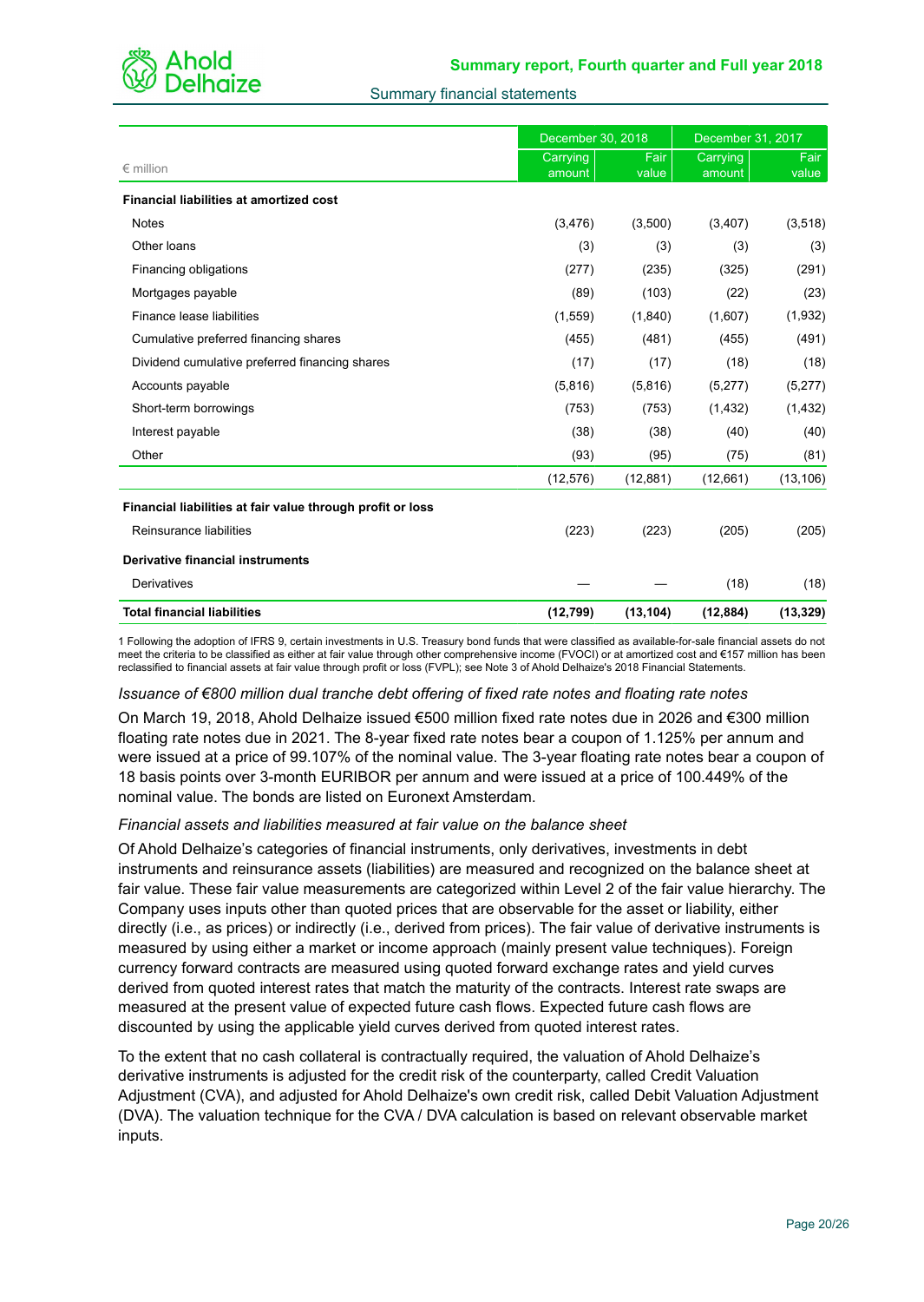| € million | December 30, 2018 | | December 31, 2017 | |
|---|---|---|---|---|
| | Carrying amount | Fair value | Carrying amount | Fair value |
| **Financial liabilities at amortized cost** | | | | |
| Notes | (3,476) | (3,500) | (3,407) | (3,518) |
| Other loans | (3) | (3) | (3) | (3) |
| Financing obligations | (277) | (235) | (325) | (291) |
| Mortgages payable | (89) | (103) | (22) | (23) |
| Finance lease liabilities | (1,559) | (1,840) | (1,607) | (1,932) |
| Cumulative preferred financing shares | (455) | (481) | (455) | (491) |
| Dividend cumulative preferred financing shares | (17) | (17) | (18) | (18) |
| Accounts payable | (5,816) | (5,816) | (5,277) | (5,277) |
| Short-term borrowings | (753) | (753) | (1,432) | (1,432) |
| Interest payable | (38) | (38) | (40) | (40) |
| Other | (93) | (95) | (75) | (81) |
| | (12,576) | (12,881) | (12,661) | (13,106) |
| **Financial liabilities at fair value through profit or loss** | | | | |
| Reinsurance liabilities | (223) | (223) | (205) | (205) |
| **Derivative financial instruments** | | | | |
| Derivatives | — | — | (18) | (18) |
| **Total financial liabilities** | **(12,799)** | **(13,104)** | **(12,884)** | **(13,329)** |

1 Following the adoption of IFRS 9, certain investments in U.S. Treasury bond funds that were classified as available-for-sale financial assets do not meet the criteria to be classified as either at fair value through other comprehensive income (FVOCI) or at amortized cost and €157 million has been reclassified to financial assets at fair value through profit or loss (FVPL); see Note 3 of Ahold Delhaize's 2018 Financial Statements.

*Issuance of €800 million dual tranche debt offering of fixed rate notes and floating rate notes*

On March 19, 2018, Ahold Delhaize issued €500 million fixed rate notes due in 2026 and €300 million floating rate notes due in 2021. The 8-year fixed rate notes bear a coupon of 1.125% per annum and were issued at a price of 99.107% of the nominal value. The 3-year floating rate notes bear a coupon of 18 basis points over 3-month EURIBOR per annum and were issued at a price of 100.449% of the nominal value. The bonds are listed on Euronext Amsterdam.

*Financial assets and liabilities measured at fair value on the balance sheet*

Of Ahold Delhaize's categories of financial instruments, only derivatives, investments in debt instruments and reinsurance assets (liabilities) are measured and recognized on the balance sheet at fair value. These fair value measurements are categorized within Level 2 of the fair value hierarchy. The Company uses inputs other than quoted prices that are observable for the asset or liability, either directly (i.e., as prices) or indirectly (i.e., derived from prices). The fair value of derivative instruments is measured by using either a market or income approach (mainly present value techniques). Foreign currency forward contracts are measured using quoted forward exchange rates and yield curves derived from quoted interest rates that match the maturity of the contracts. Interest rate swaps are measured at the present value of expected future cash flows. Expected future cash flows are discounted by using the applicable yield curves derived from quoted interest rates.

To the extent that no cash collateral is contractually required, the valuation of Ahold Delhaize's derivative instruments is adjusted for the credit risk of the counterparty, called Credit Valuation Adjustment (CVA), and adjusted for Ahold Delhaize's own credit risk, called Debit Valuation Adjustment (DVA). The valuation technique for the CVA / DVA calculation is based on relevant observable market inputs.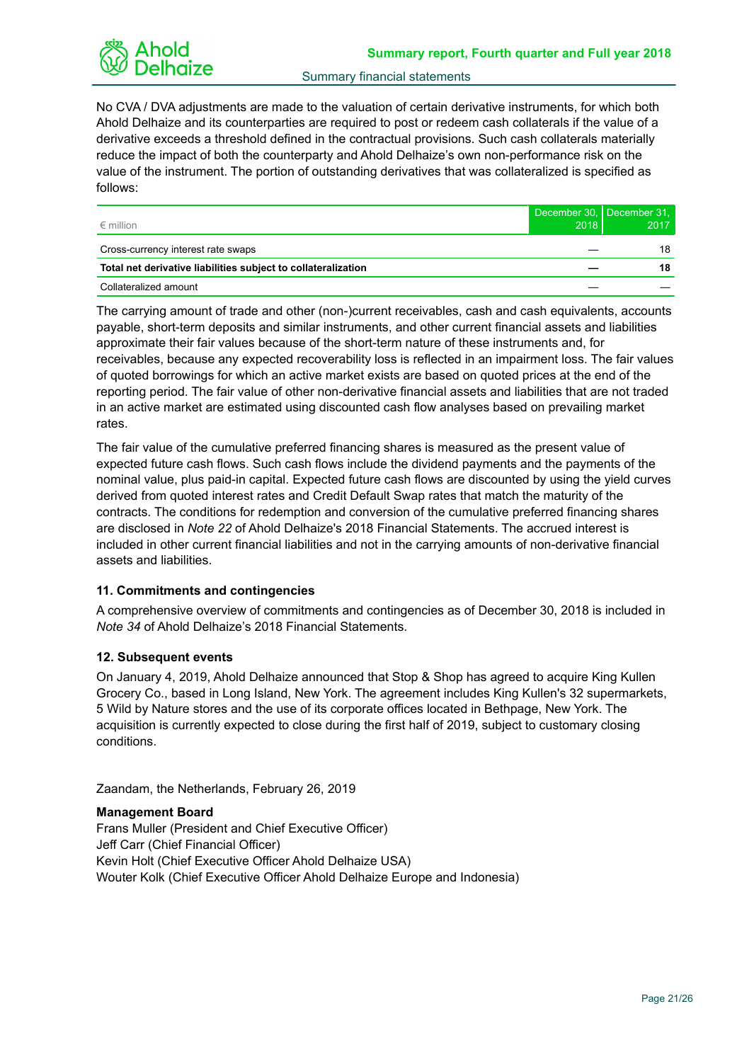No CVA / DVA adjustments are made to the valuation of certain derivative instruments, for which both Ahold Delhaize and its counterparties are required to post or redeem cash collaterals if the value of a derivative exceeds a threshold defined in the contractual provisions. Such cash collaterals materially reduce the impact of both the counterparty and Ahold Delhaize's own non-performance risk on the value of the instrument. The portion of outstanding derivatives that was collateralized is specified as follows:

| € million | December 30, 2018 | December 31, 2017 |
|---|---|---|
| Cross-currency interest rate swaps | — | 18 |
| **Total net derivative liabilities subject to collateralization** | **—** | **18** |
| Collateralized amount | — | — |

The carrying amount of trade and other (non-)current receivables, cash and cash equivalents, accounts payable, short-term deposits and similar instruments, and other current financial assets and liabilities approximate their fair values because of the short-term nature of these instruments and, for receivables, because any expected recoverability loss is reflected in an impairment loss. The fair values of quoted borrowings for which an active market exists are based on quoted prices at the end of the reporting period. The fair value of other non-derivative financial assets and liabilities that are not traded in an active market are estimated using discounted cash flow analyses based on prevailing market rates.

The fair value of the cumulative preferred financing shares is measured as the present value of expected future cash flows. Such cash flows include the dividend payments and the payments of the nominal value, plus paid-in capital. Expected future cash flows are discounted by using the yield curves derived from quoted interest rates and Credit Default Swap rates that match the maturity of the contracts. The conditions for redemption and conversion of the cumulative preferred financing shares are disclosed in *Note 22* of Ahold Delhaize's 2018 Financial Statements. The accrued interest is included in other current financial liabilities and not in the carrying amounts of non-derivative financial assets and liabilities.

### 11. Commitments and contingencies

A comprehensive overview of commitments and contingencies as of December 30, 2018 is included in *Note 34* of Ahold Delhaize's 2018 Financial Statements.

### 12. Subsequent events

On January 4, 2019, Ahold Delhaize announced that Stop & Shop has agreed to acquire King Kullen Grocery Co., based in Long Island, New York. The agreement includes King Kullen's 32 supermarkets, 5 Wild by Nature stores and the use of its corporate offices located in Bethpage, New York. The acquisition is currently expected to close during the first half of 2019, subject to customary closing conditions.

Zaandam, the Netherlands, February 26, 2019

**Management Board**
Frans Muller (President and Chief Executive Officer)
Jeff Carr (Chief Financial Officer)
Kevin Holt (Chief Executive Officer Ahold Delhaize USA)
Wouter Kolk (Chief Executive Officer Ahold Delhaize Europe and Indonesia)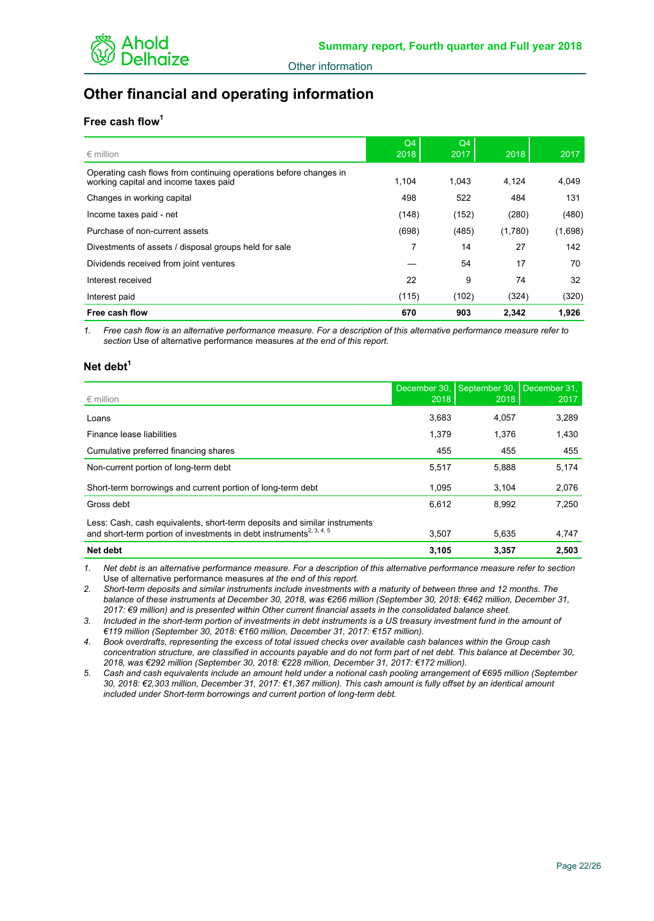# Other financial and operating information

## Free cash flow[1]

| € million | Q4 2018 | Q4 2017 | 2018 | 2017 |
|---|---|---|---|---|
| Operating cash flows from continuing operations before changes in working capital and income taxes paid | 1,104 | 1,043 | 4,124 | 4,049 |
| Changes in working capital | 498 | 522 | 484 | 131 |
| Income taxes paid - net | (148) | (152) | (280) | (480) |
| Purchase of non-current assets | (698) | (485) | (1,780) | (1,698) |
| Divestments of assets / disposal groups held for sale | 7 | 14 | 27 | 142 |
| Dividends received from joint ventures | — | 54 | 17 | 70 |
| Interest received | 22 | 9 | 74 | 32 |
| Interest paid | (115) | (102) | (324) | (320) |
| **Free cash flow** | **670** | **903** | **2,342** | **1,926** |

1. *Free cash flow is an alternative performance measure. For a description of this alternative performance measure refer to section* Use of alternative performance measures *at the end of this report.*

## Net debt[1]

| € million | December 30, 2018 | September 30, 2018 | December 31, 2017 |
|---|---|---|---|
| Loans | 3,683 | 4,057 | 3,289 |
| Finance lease liabilities | 1,379 | 1,376 | 1,430 |
| Cumulative preferred financing shares | 455 | 455 | 455 |
| Non-current portion of long-term debt | 5,517 | 5,888 | 5,174 |
| Short-term borrowings and current portion of long-term debt | 1,095 | 3,104 | 2,076 |
| Gross debt | 6,612 | 8,992 | 7,250 |
| Less: Cash, cash equivalents, short-term deposits and similar instruments and short-term portion of investments in debt instruments[2, 3, 4, 5] | 3,507 | 5,635 | 4,747 |
| **Net debt** | **3,105** | **3,357** | **2,503** |

1. *Net debt is an alternative performance measure. For a description of this alternative performance measure refer to section* Use of alternative performance measures *at the end of this report.*
2. *Short-term deposits and similar instruments include investments with a maturity of between three and 12 months. The balance of these instruments at December 30, 2018, was €266 million (September 30, 2018: €462 million, December 31, 2017: €9 million) and is presented within Other current financial assets in the consolidated balance sheet.*
3. *Included in the short-term portion of investments in debt instruments is a US treasury investment fund in the amount of €119 million (September 30, 2018: €160 million, December 31, 2017: €157 million).*
4. *Book overdrafts, representing the excess of total issued checks over available cash balances within the Group cash concentration structure, are classified in accounts payable and do not form part of net debt. This balance at December 30, 2018, was €292 million (September 30, 2018: €228 million, December 31, 2017: €172 million).*
5. *Cash and cash equivalents include an amount held under a notional cash pooling arrangement of €695 million (September 30, 2018: €2,303 million, December 31, 2017: €1,367 million). This cash amount is fully offset by an identical amount included under Short-term borrowings and current portion of long-term debt.*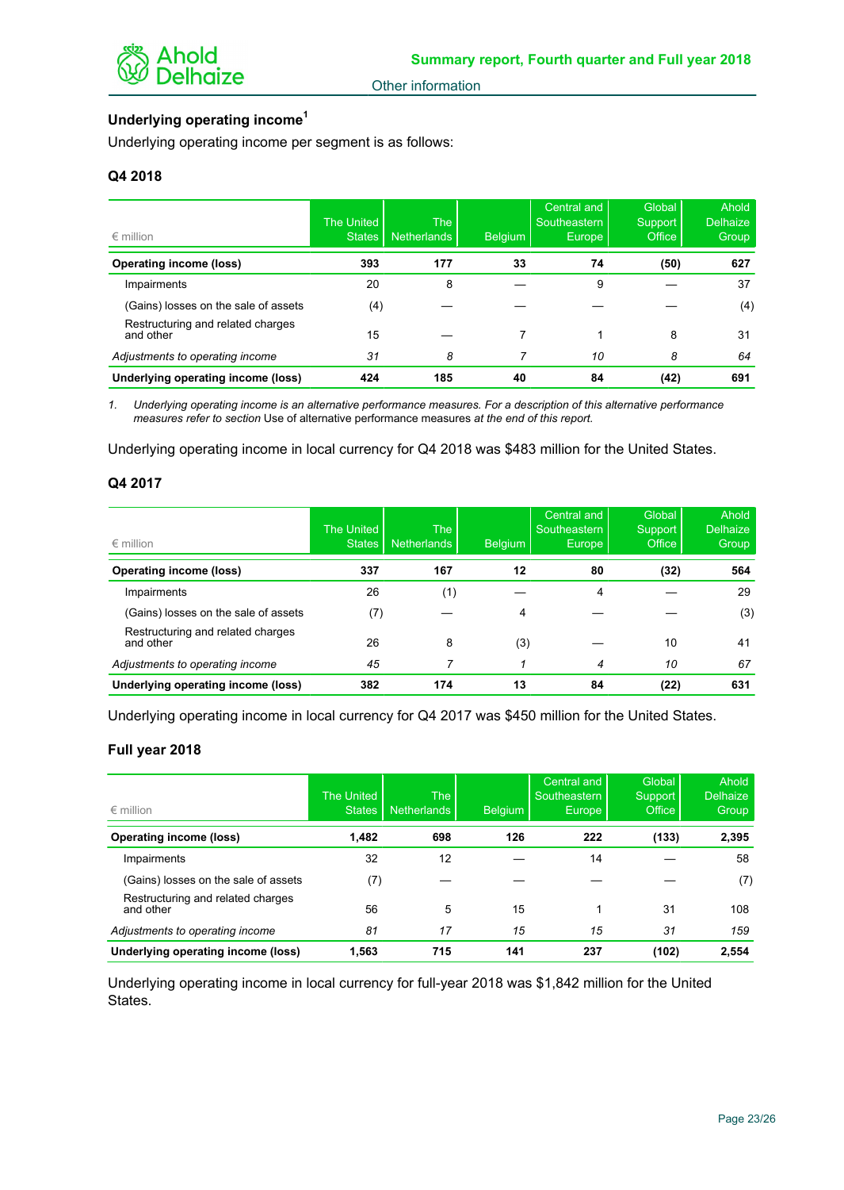## Underlying operating income[1]

Underlying operating income per segment is as follows:

### Q4 2018

| € million | The United States | The Netherlands | Belgium | Central and Southeastern Europe | Global Support Office | Ahold Delhaize Group |
|---|---|---|---|---|---|---|
| **Operating income (loss)** | **393** | **177** | **33** | **74** | **(50)** | **627** |
| Impairments | 20 | 8 | — | 9 | — | 37 |
| (Gains) losses on the sale of assets | (4) | — | — | — | — | (4) |
| Restructuring and related charges and other | 15 | — | 7 | 1 | 8 | 31 |
| *Adjustments to operating income* | *31* | *8* | *7* | *10* | *8* | *64* |
| **Underlying operating income (loss)** | **424** | **185** | **40** | **84** | **(42)** | **691** |

1. *Underlying operating income is an alternative performance measures. For a description of this alternative performance measures refer to section* Use of alternative performance measures *at the end of this report.*

Underlying operating income in local currency for Q4 2018 was $483 million for the United States.

### Q4 2017

| € million | The United States | The Netherlands | Belgium | Central and Southeastern Europe | Global Support Office | Ahold Delhaize Group |
|---|---|---|---|---|---|---|
| **Operating income (loss)** | **337** | **167** | **12** | **80** | **(32)** | **564** |
| Impairments | 26 | (1) | — | 4 | — | 29 |
| (Gains) losses on the sale of assets | (7) | — | 4 | — | — | (3) |
| Restructuring and related charges and other | 26 | 8 | (3) | — | 10 | 41 |
| *Adjustments to operating income* | *45* | *7* | *1* | *4* | *10* | *67* |
| **Underlying operating income (loss)** | **382** | **174** | **13** | **84** | **(22)** | **631** |

Underlying operating income in local currency for Q4 2017 was $450 million for the United States.

### Full year 2018

| € million | The United States | The Netherlands | Belgium | Central and Southeastern Europe | Global Support Office | Ahold Delhaize Group |
|---|---|---|---|---|---|---|
| **Operating income (loss)** | **1,482** | **698** | **126** | **222** | **(133)** | **2,395** |
| Impairments | 32 | 12 | — | 14 | — | 58 |
| (Gains) losses on the sale of assets | (7) | — | — | — | — | (7) |
| Restructuring and related charges and other | 56 | 5 | 15 | 1 | 31 | 108 |
| *Adjustments to operating income* | *81* | *17* | *15* | *15* | *31* | *159* |
| **Underlying operating income (loss)** | **1,563** | **715** | **141** | **237** | **(102)** | **2,554** |

Underlying operating income in local currency for full-year 2018 was $1,842 million for the United States.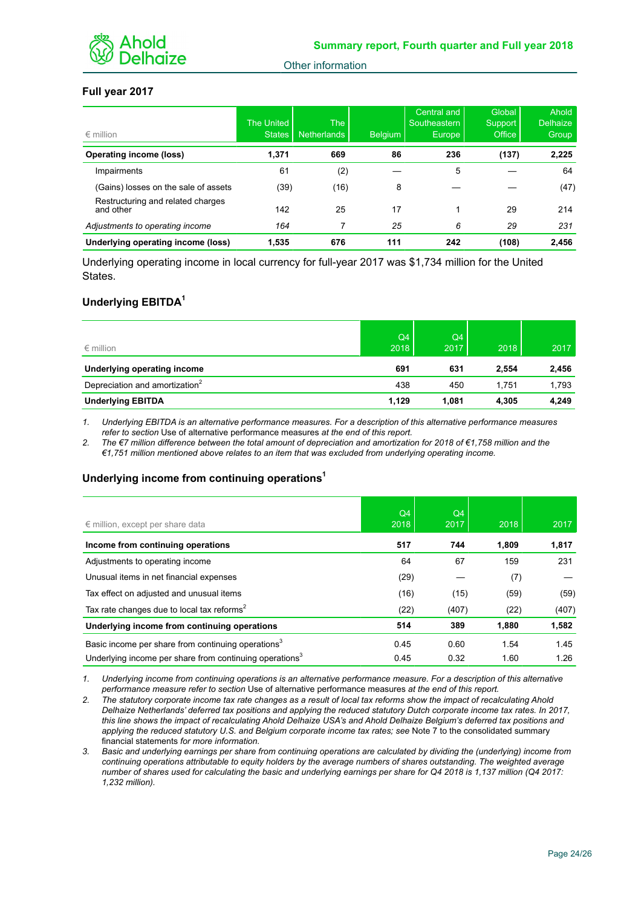## Full year 2017

| € million | The United States | The Netherlands | Belgium | Central and Southeastern Europe | Global Support Office | Ahold Delhaize Group |
|---|---|---|---|---|---|---|
| **Operating income (loss)** | **1,371** | **669** | **86** | **236** | **(137)** | **2,225** |
| Impairments | 61 | (2) | — | 5 | — | 64 |
| (Gains) losses on the sale of assets | (39) | (16) | 8 | — | — | (47) |
| Restructuring and related charges and other | 142 | 25 | 17 | 1 | 29 | 214 |
| *Adjustments to operating income* | *164* | 7 | *25* | *6* | *29* | *231* |
| **Underlying operating income (loss)** | **1,535** | **676** | **111** | **242** | **(108)** | **2,456** |

Underlying operating income in local currency for full-year 2017 was $1,734 million for the United States.

## Underlying EBITDA[1]

| € million | Q4 2018 | Q4 2017 | 2018 | 2017 |
|---|---|---|---|---|
| **Underlying operating income** | **691** | **631** | **2,554** | **2,456** |
| Depreciation and amortization[2] | 438 | 450 | 1,751 | 1,793 |
| **Underlying EBITDA** | **1,129** | **1,081** | **4,305** | **4,249** |

1. *Underlying EBITDA is an alternative performance measures. For a description of this alternative performance measures refer to section* Use of alternative performance measures *at the end of this report.*
2. *The €7 million difference between the total amount of depreciation and amortization for 2018 of €1,758 million and the €1,751 million mentioned above relates to an item that was excluded from underlying operating income.*

## Underlying income from continuing operations[1]

| € million, except per share data | Q4 2018 | Q4 2017 | 2018 | 2017 |
|---|---|---|---|---|
| **Income from continuing operations** | **517** | **744** | **1,809** | **1,817** |
| Adjustments to operating income | 64 | 67 | 159 | 231 |
| Unusual items in net financial expenses | (29) | — | (7) | — |
| Tax effect on adjusted and unusual items | (16) | (15) | (59) | (59) |
| Tax rate changes due to local tax reforms[2] | (22) | (407) | (22) | (407) |
| **Underlying income from continuing operations** | **514** | **389** | **1,880** | **1,582** |
| Basic income per share from continuing operations[3] | 0.45 | 0.60 | 1.54 | 1.45 |
| Underlying income per share from continuing operations[3] | 0.45 | 0.32 | 1.60 | 1.26 |

1. *Underlying income from continuing operations is an alternative performance measure. For a description of this alternative performance measure refer to section* Use of alternative performance measures *at the end of this report.*
2. *The statutory corporate income tax rate changes as a result of local tax reforms show the impact of recalculating Ahold Delhaize Netherlands' deferred tax positions and applying the reduced statutory Dutch corporate income tax rates. In 2017, this line shows the impact of recalculating Ahold Delhaize USA's and Ahold Delhaize Belgium's deferred tax positions and applying the reduced statutory U.S. and Belgium corporate income tax rates; see* Note 7 to the consolidated summary financial statements *for more information.*
3. *Basic and underlying earnings per share from continuing operations are calculated by dividing the (underlying) income from continuing operations attributable to equity holders by the average numbers of shares outstanding. The weighted average number of shares used for calculating the basic and underlying earnings per share for Q4 2018 is 1,137 million (Q4 2017: 1,232 million).*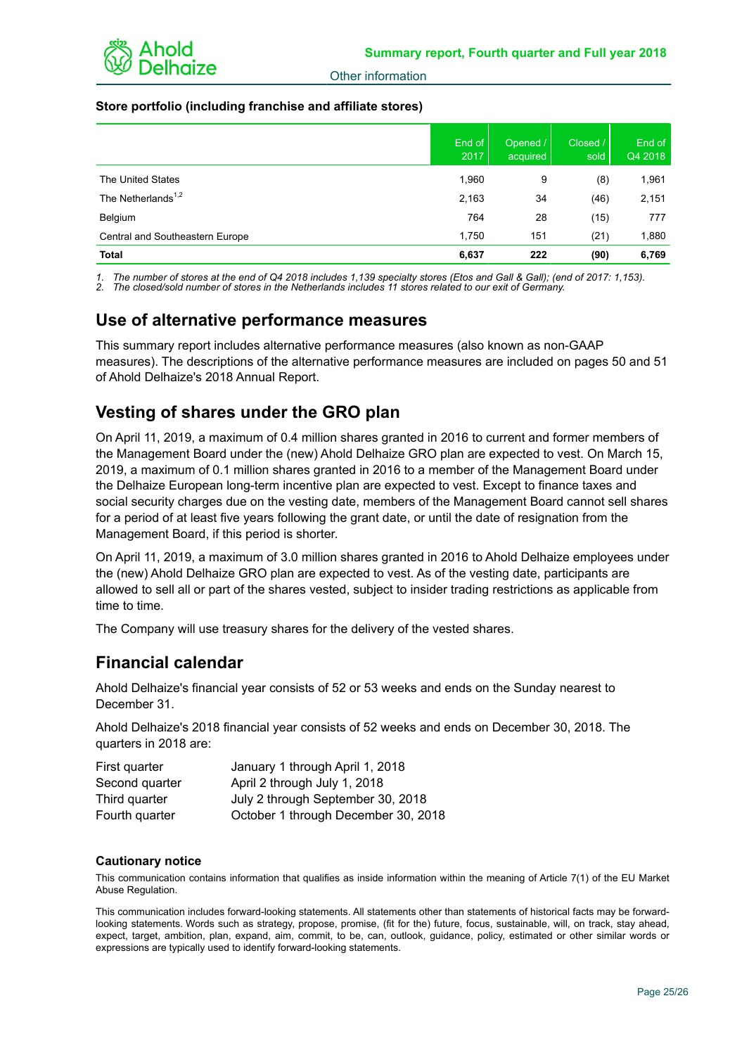**Store portfolio (including franchise and affiliate stores)**

| | End of 2017 | Opened / acquired | Closed / sold | End of Q4 2018 |
|---|---|---|---|---|
| The United States | 1,960 | 9 | (8) | 1,961 |
| The Netherlands[1,2] | 2,163 | 34 | (46) | 2,151 |
| Belgium | 764 | 28 | (15) | 777 |
| Central and Southeastern Europe | 1,750 | 151 | (21) | 1,880 |
| **Total** | **6,637** | **222** | **(90)** | **6,769** |

1. *The number of stores at the end of Q4 2018 includes 1,139 specialty stores (Etos and Gall & Gall); (end of 2017: 1,153).*
2. *The closed/sold number of stores in the Netherlands includes 11 stores related to our exit of Germany.*

## Use of alternative performance measures

This summary report includes alternative performance measures (also known as non-GAAP measures). The descriptions of the alternative performance measures are included on pages 50 and 51 of Ahold Delhaize's 2018 Annual Report.

## Vesting of shares under the GRO plan

On April 11, 2019, a maximum of 0.4 million shares granted in 2016 to current and former members of the Management Board under the (new) Ahold Delhaize GRO plan are expected to vest. On March 15, 2019, a maximum of 0.1 million shares granted in 2016 to a member of the Management Board under the Delhaize European long-term incentive plan are expected to vest. Except to finance taxes and social security charges due on the vesting date, members of the Management Board cannot sell shares for a period of at least five years following the grant date, or until the date of resignation from the Management Board, if this period is shorter.

On April 11, 2019, a maximum of 3.0 million shares granted in 2016 to Ahold Delhaize employees under the (new) Ahold Delhaize GRO plan are expected to vest. As of the vesting date, participants are allowed to sell all or part of the shares vested, subject to insider trading restrictions as applicable from time to time.

The Company will use treasury shares for the delivery of the vested shares.

## Financial calendar

Ahold Delhaize's financial year consists of 52 or 53 weeks and ends on the Sunday nearest to December 31.

Ahold Delhaize's 2018 financial year consists of 52 weeks and ends on December 30, 2018. The quarters in 2018 are:

| | |
|---|---|
| First quarter | January 1 through April 1, 2018 |
| Second quarter | April 2 through July 1, 2018 |
| Third quarter | July 2 through September 30, 2018 |
| Fourth quarter | October 1 through December 30, 2018 |

### Cautionary notice

This communication contains information that qualifies as inside information within the meaning of Article 7(1) of the EU Market Abuse Regulation.

This communication includes forward-looking statements. All statements other than statements of historical facts may be forward-looking statements. Words such as strategy, propose, promise, (fit for the) future, focus, sustainable, will, on track, stay ahead, expect, target, ambition, plan, expand, aim, commit, to be, can, outlook, guidance, policy, estimated or other similar words or expressions are typically used to identify forward-looking statements.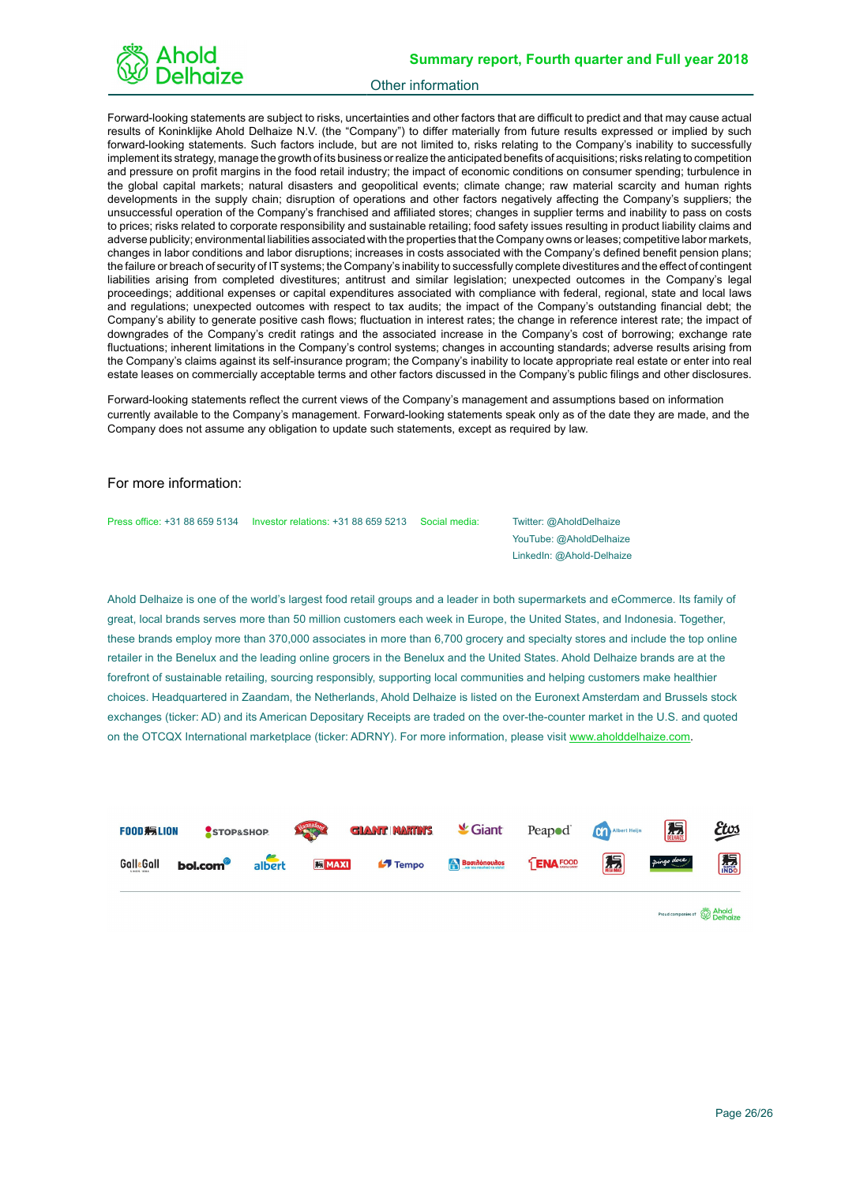Forward-looking statements are subject to risks, uncertainties and other factors that are difficult to predict and that may cause actual results of Koninklijke Ahold Delhaize N.V. (the "Company") to differ materially from future results expressed or implied by such forward-looking statements. Such factors include, but are not limited to, risks relating to the Company's inability to successfully implement its strategy, manage the growth of its business or realize the anticipated benefits of acquisitions; risks relating to competition and pressure on profit margins in the food retail industry; the impact of economic conditions on consumer spending; turbulence in the global capital markets; natural disasters and geopolitical events; climate change; raw material scarcity and human rights developments in the supply chain; disruption of operations and other factors negatively affecting the Company's suppliers; the unsuccessful operation of the Company's franchised and affiliated stores; changes in supplier terms and inability to pass on costs to prices; risks related to corporate responsibility and sustainable retailing; food safety issues resulting in product liability claims and adverse publicity; environmental liabilities associated with the properties that the Company owns or leases; competitive labor markets, changes in labor conditions and labor disruptions; increases in costs associated with the Company's defined benefit pension plans; the failure or breach of security of IT systems; the Company's inability to successfully complete divestitures and the effect of contingent liabilities arising from completed divestitures; antitrust and similar legislation; unexpected outcomes in the Company's legal proceedings; additional expenses or capital expenditures associated with compliance with federal, regional, state and local laws and regulations; unexpected outcomes with respect to tax audits; the impact of the Company's outstanding financial debt; the Company's ability to generate positive cash flows; fluctuation in interest rates; the change in reference interest rate; the impact of downgrades of the Company's credit ratings and the associated increase in the Company's cost of borrowing; exchange rate fluctuations; inherent limitations in the Company's control systems; changes in accounting standards; adverse results arising from the Company's claims against its self-insurance program; the Company's inability to locate appropriate real estate or enter into real estate leases on commercially acceptable terms and other factors discussed in the Company's public filings and other disclosures.

Forward-looking statements reflect the current views of the Company's management and assumptions based on information currently available to the Company's management. Forward-looking statements speak only as of the date they are made, and the Company does not assume any obligation to update such statements, except as required by law.

## For more information:

Press office: +31 88 659 5134    Investor relations: +31 88 659 5213    Social media:

Twitter: @AholdDelhaize
YouTube: @AholdDelhaize
LinkedIn: @Ahold-Delhaize

Ahold Delhaize is one of the world's largest food retail groups and a leader in both supermarkets and eCommerce. Its family of great, local brands serves more than 50 million customers each week in Europe, the United States, and Indonesia. Together, these brands employ more than 370,000 associates in more than 6,700 grocery and specialty stores and include the top online retailer in the Benelux and the leading online grocers in the Benelux and the United States. Ahold Delhaize brands are at the forefront of sustainable retailing, sourcing responsibly, supporting local communities and helping customers make healthier choices. Headquartered in Zaandam, the Netherlands, Ahold Delhaize is listed on the Euronext Amsterdam and Brussels stock exchanges (ticker: AD) and its American Depositary Receipts are traded on the over-the-counter market in the U.S. and quoted on the OTCQX International marketplace (ticker: ADRNY). For more information, please visit www.aholddelhaize.com.